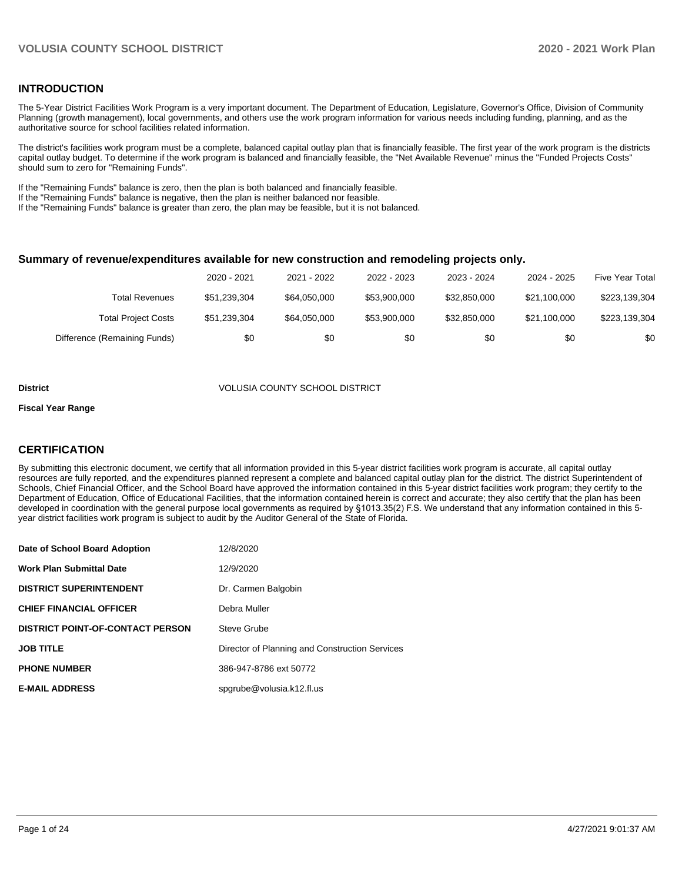## INTRODUCTION

The 5-Year District Facilities Work Program is a very important document. The Department of Education, Legislature, Governor's Office, Division of Community Planning (growth management), local governments, and others use the work program information for various needs including funding, planning, and as the authoritative source for school facilities related information.

The district's facilities work program must be a complete, balanced capital outlay plan that is financially feasible. The first year of the work program is the districts capital outlay budget. To determine if the work program is balanced and financially feasible, the "Net Available Revenue" minus the "Funded Projects Costs" should sum to zero for "Remaining Funds".

If the "Remaining Funds" balance is zero, then the plan is both balanced and financially feasible.
If the "Remaining Funds" balance is negative, then the plan is neither balanced nor feasible.
If the "Remaining Funds" balance is greater than zero, the plan may be feasible, but it is not balanced.

### Summary of revenue/expenditures available for new construction and remodeling projects only.

| | 2020 - 2021 | 2021 - 2022 | 2022 - 2023 | 2023 - 2024 | 2024 - 2025 | Five Year Total |
|---|---|---|---|---|---|---|
| Total Revenues | $51,239,304 | $64,050,000 | $53,900,000 | $32,850,000 | $21,100,000 | $223,139,304 |
| Total Project Costs | $51,239,304 | $64,050,000 | $53,900,000 | $32,850,000 | $21,100,000 | $223,139,304 |
| Difference (Remaining Funds) | $0 | $0 | $0 | $0 | $0 | $0 |

**District** VOLUSIA COUNTY SCHOOL DISTRICT

**Fiscal Year Range**

## CERTIFICATION

By submitting this electronic document, we certify that all information provided in this 5-year district facilities work program is accurate, all capital outlay resources are fully reported, and the expenditures planned represent a complete and balanced capital outlay plan for the district. The district Superintendent of Schools, Chief Financial Officer, and the School Board have approved the information contained in this 5-year district facilities work program; they certify to the Department of Education, Office of Educational Facilities, that the information contained herein is correct and accurate; they also certify that the plan has been developed in coordination with the general purpose local governments as required by §1013.35(2) F.S. We understand that any information contained in this 5-year district facilities work program is subject to audit by the Auditor General of the State of Florida.

| | |
|---|---|
| **Date of School Board Adoption** | 12/8/2020 |
| **Work Plan Submittal Date** | 12/9/2020 |
| **DISTRICT SUPERINTENDENT** | Dr. Carmen Balgobin |
| **CHIEF FINANCIAL OFFICER** | Debra Muller |
| **DISTRICT POINT-OF-CONTACT PERSON** | Steve Grube |
| **JOB TITLE** | Director of Planning and Construction Services |
| **PHONE NUMBER** | 386-947-8786 ext 50772 |
| **E-MAIL ADDRESS** | spgrube@volusia.k12.fl.us |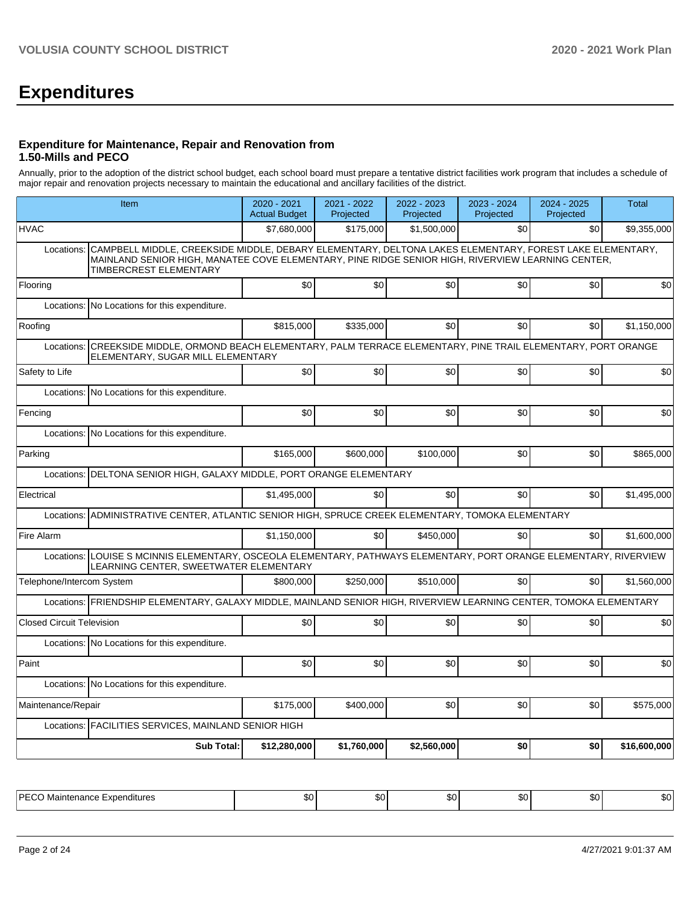# Expenditures

### Expenditure for Maintenance, Repair and Renovation from 1.50-Mills and PECO

Annually, prior to the adoption of the district school budget, each school board must prepare a tentative district facilities work program that includes a schedule of major repair and renovation projects necessary to maintain the educational and ancillary facilities of the district.

| Item | | 2020 - 2021 Actual Budget | 2021 - 2022 Projected | 2022 - 2023 Projected | 2023 - 2024 Projected | 2024 - 2025 Projected | Total |
|---|---|---|---|---|---|---|---|
| HVAC | | $7,680,000 | $175,000 | $1,500,000 | $0 | $0 | $9,355,000 |
| Locations: | CAMPBELL MIDDLE, CREEKSIDE MIDDLE, DEBARY ELEMENTARY, DELTONA LAKES ELEMENTARY, FOREST LAKE ELEMENTARY, MAINLAND SENIOR HIGH, MANATEE COVE ELEMENTARY, PINE RIDGE SENIOR HIGH, RIVERVIEW LEARNING CENTER, TIMBERCREST ELEMENTARY | | | | | | |
| Flooring | | $0 | $0 | $0 | $0 | $0 | $0 |
| Locations: | No Locations for this expenditure. | | | | | | |
| Roofing | | $815,000 | $335,000 | $0 | $0 | $0 | $1,150,000 |
| Locations: | CREEKSIDE MIDDLE, ORMOND BEACH ELEMENTARY, PALM TERRACE ELEMENTARY, PINE TRAIL ELEMENTARY, PORT ORANGE ELEMENTARY, SUGAR MILL ELEMENTARY | | | | | | |
| Safety to Life | | $0 | $0 | $0 | $0 | $0 | $0 |
| Locations: | No Locations for this expenditure. | | | | | | |
| Fencing | | $0 | $0 | $0 | $0 | $0 | $0 |
| Locations: | No Locations for this expenditure. | | | | | | |
| Parking | | $165,000 | $600,000 | $100,000 | $0 | $0 | $865,000 |
| Locations: | DELTONA SENIOR HIGH, GALAXY MIDDLE, PORT ORANGE ELEMENTARY | | | | | | |
| Electrical | | $1,495,000 | $0 | $0 | $0 | $0 | $1,495,000 |
| Locations: | ADMINISTRATIVE CENTER, ATLANTIC SENIOR HIGH, SPRUCE CREEK ELEMENTARY, TOMOKA ELEMENTARY | | | | | | |
| Fire Alarm | | $1,150,000 | $0 | $450,000 | $0 | $0 | $1,600,000 |
| Locations: | LOUISE S MCINNIS ELEMENTARY, OSCEOLA ELEMENTARY, PATHWAYS ELEMENTARY, PORT ORANGE ELEMENTARY, RIVERVIEW LEARNING CENTER, SWEETWATER ELEMENTARY | | | | | | |
| Telephone/Intercom System | | $800,000 | $250,000 | $510,000 | $0 | $0 | $1,560,000 |
| Locations: | FRIENDSHIP ELEMENTARY, GALAXY MIDDLE, MAINLAND SENIOR HIGH, RIVERVIEW LEARNING CENTER, TOMOKA ELEMENTARY | | | | | | |
| Closed Circuit Television | | $0 | $0 | $0 | $0 | $0 | $0 |
| Locations: | No Locations for this expenditure. | | | | | | |
| Paint | | $0 | $0 | $0 | $0 | $0 | $0 |
| Locations: | No Locations for this expenditure. | | | | | | |
| Maintenance/Repair | | $175,000 | $400,000 | $0 | $0 | $0 | $575,000 |
| Locations: | FACILITIES SERVICES, MAINLAND SENIOR HIGH | | | | | | |
| | **Sub Total:** | **$12,280,000** | **$1,760,000** | **$2,560,000** | **$0** | **$0** | **$16,600,000** |

| PECO Maintenance Expenditures | $0 | $0 | $0 | $0 | $0 | $0 |
|---|---|---|---|---|---|---|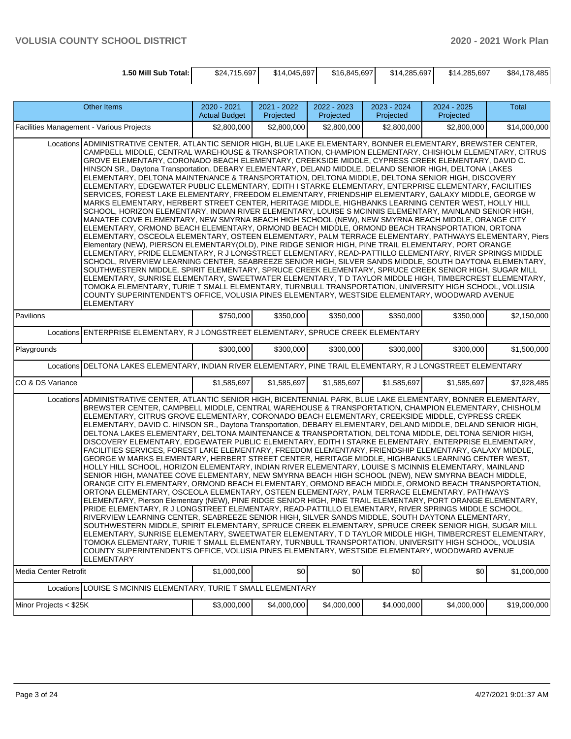| 1.50 Mill Sub Total: | $24,715,697 | $14,045,697 | $16,845,697 | $14,285,697 | $14,285,697 | $84,178,485 |
|---|---|---|---|---|---|---|

| Other Items | 2020 - 2021 Actual Budget | 2021 - 2022 Projected | 2022 - 2023 Projected | 2023 - 2024 Projected | 2024 - 2025 Projected | Total |
|---|---|---|---|---|---|---|
| Facilities Management - Various Projects | $2,800,000 | $2,800,000 | $2,800,000 | $2,800,000 | $2,800,000 | $14,000,000 |
| Locations ADMINISTRATIVE CENTER, ATLANTIC SENIOR HIGH, BLUE LAKE ELEMENTARY, BONNER ELEMENTARY, BREWSTER CENTER, CAMPBELL MIDDLE, CENTRAL WAREHOUSE & TRANSPORTATION, CHAMPION ELEMENTARY, CHISHOLM ELEMENTARY, CITRUS GROVE ELEMENTARY, CORONADO BEACH ELEMENTARY, CREEKSIDE MIDDLE, CYPRESS CREEK ELEMENTARY, DAVID C. HINSON SR., Daytona Transportation, DEBARY ELEMENTARY, DELAND MIDDLE, DELAND SENIOR HIGH, DELTONA LAKES ELEMENTARY, DELTONA MAINTENANCE & TRANSPORTATION, DELTONA MIDDLE, DELTONA SENIOR HIGH, DISCOVERY ELEMENTARY, EDGEWATER PUBLIC ELEMENTARY, EDITH I STARKE ELEMENTARY, ENTERPRISE ELEMENTARY, FACILITIES SERVICES, FOREST LAKE ELEMENTARY, FREEDOM ELEMENTARY, FRIENDSHIP ELEMENTARY, GALAXY MIDDLE, GEORGE W MARKS ELEMENTARY, HERBERT STREET CENTER, HERITAGE MIDDLE, HIGHBANKS LEARNING CENTER WEST, HOLLY HILL SCHOOL, HORIZON ELEMENTARY, INDIAN RIVER ELEMENTARY, LOUISE S MCINNIS ELEMENTARY, MAINLAND SENIOR HIGH, MANATEE COVE ELEMENTARY, NEW SMYRNA BEACH HIGH SCHOOL (NEW), NEW SMYRNA BEACH MIDDLE, ORANGE CITY ELEMENTARY, ORMOND BEACH ELEMENTARY, ORMOND BEACH MIDDLE, ORMOND BEACH TRANSPORTATION, ORTONA ELEMENTARY, OSCEOLA ELEMENTARY, OSTEEN ELEMENTARY, PALM TERRACE ELEMENTARY, PATHWAYS ELEMENTARY, Piers Elementary (NEW), PIERSON ELEMENTARY(OLD), PINE RIDGE SENIOR HIGH, PINE TRAIL ELEMENTARY, PORT ORANGE ELEMENTARY, PRIDE ELEMENTARY, R J LONGSTREET ELEMENTARY, READ-PATTILLO ELEMENTARY, RIVER SPRINGS MIDDLE SCHOOL, RIVERVIEW LEARNING CENTER, SEABREEZE SENIOR HIGH, SILVER SANDS MIDDLE, SOUTH DAYTONA ELEMENTARY, SOUTHWESTERN MIDDLE, SPIRIT ELEMENTARY, SPRUCE CREEK ELEMENTARY, SPRUCE CREEK SENIOR HIGH, SUGAR MILL ELEMENTARY, SUNRISE ELEMENTARY, SWEETWATER ELEMENTARY, T D TAYLOR MIDDLE HIGH, TIMBERCREST ELEMENTARY, TOMOKA ELEMENTARY, TURIE T SMALL ELEMENTARY, TURNBULL TRANSPORTATION, UNIVERSITY HIGH SCHOOL, VOLUSIA COUNTY SUPERINTENDENT'S OFFICE, VOLUSIA PINES ELEMENTARY, WESTSIDE ELEMENTARY, WOODWARD AVENUE ELEMENTARY | | | | | | |
| Pavilions | $750,000 | $350,000 | $350,000 | $350,000 | $350,000 | $2,150,000 |
| Locations ENTERPRISE ELEMENTARY, R J LONGSTREET ELEMENTARY, SPRUCE CREEK ELEMENTARY | | | | | | |
| Playgrounds | $300,000 | $300,000 | $300,000 | $300,000 | $300,000 | $1,500,000 |
| Locations DELTONA LAKES ELEMENTARY, INDIAN RIVER ELEMENTARY, PINE TRAIL ELEMENTARY, R J LONGSTREET ELEMENTARY | | | | | | |
| CO & DS Variance | $1,585,697 | $1,585,697 | $1,585,697 | $1,585,697 | $1,585,697 | $7,928,485 |
| Locations ADMINISTRATIVE CENTER, ATLANTIC SENIOR HIGH, BICENTENNIAL PARK, BLUE LAKE ELEMENTARY, BONNER ELEMENTARY, BREWSTER CENTER, CAMPBELL MIDDLE, CENTRAL WAREHOUSE & TRANSPORTATION, CHAMPION ELEMENTARY, CHISHOLM ELEMENTARY, CITRUS GROVE ELEMENTARY, CORONADO BEACH ELEMENTARY, CREEKSIDE MIDDLE, CYPRESS CREEK ELEMENTARY, DAVID C. HINSON SR., Daytona Transportation, DEBARY ELEMENTARY, DELAND MIDDLE, DELAND SENIOR HIGH, DELTONA LAKES ELEMENTARY, DELTONA MAINTENANCE & TRANSPORTATION, DELTONA MIDDLE, DELTONA SENIOR HIGH, DISCOVERY ELEMENTARY, EDGEWATER PUBLIC ELEMENTARY, EDITH I STARKE ELEMENTARY, ENTERPRISE ELEMENTARY, FACILITIES SERVICES, FOREST LAKE ELEMENTARY, FREEDOM ELEMENTARY, FRIENDSHIP ELEMENTARY, GALAXY MIDDLE, GEORGE W MARKS ELEMENTARY, HERBERT STREET CENTER, HERITAGE MIDDLE, HIGHBANKS LEARNING CENTER WEST, HOLLY HILL SCHOOL, HORIZON ELEMENTARY, INDIAN RIVER ELEMENTARY, LOUISE S MCINNIS ELEMENTARY, MAINLAND SENIOR HIGH, MANATEE COVE ELEMENTARY, NEW SMYRNA BEACH HIGH SCHOOL (NEW), NEW SMYRNA BEACH MIDDLE, ORANGE CITY ELEMENTARY, ORMOND BEACH ELEMENTARY, ORMOND BEACH MIDDLE, ORMOND BEACH TRANSPORTATION, ORTONA ELEMENTARY, OSCEOLA ELEMENTARY, OSTEEN ELEMENTARY, PALM TERRACE ELEMENTARY, PATHWAYS ELEMENTARY, Pierson Elementary (NEW), PINE RIDGE SENIOR HIGH, PINE TRAIL ELEMENTARY, PORT ORANGE ELEMENTARY, PRIDE ELEMENTARY, R J LONGSTREET ELEMENTARY, READ-PATTILLO ELEMENTARY, RIVER SPRINGS MIDDLE SCHOOL, RIVERVIEW LEARNING CENTER, SEABREEZE SENIOR HIGH, SILVER SANDS MIDDLE, SOUTH DAYTONA ELEMENTARY, SOUTHWESTERN MIDDLE, SPIRIT ELEMENTARY, SPRUCE CREEK ELEMENTARY, SPRUCE CREEK SENIOR HIGH, SUGAR MILL ELEMENTARY, SUNRISE ELEMENTARY, SWEETWATER ELEMENTARY, T D TAYLOR MIDDLE HIGH, TIMBERCREST ELEMENTARY, TOMOKA ELEMENTARY, TURIE T SMALL ELEMENTARY, TURNBULL TRANSPORTATION, UNIVERSITY HIGH SCHOOL, VOLUSIA COUNTY SUPERINTENDENT'S OFFICE, VOLUSIA PINES ELEMENTARY, WESTSIDE ELEMENTARY, WOODWARD AVENUE ELEMENTARY | | | | | | |
| Media Center Retrofit | $1,000,000 | $0 | $0 | $0 | $0 | $1,000,000 |
| Locations LOUISE S MCINNIS ELEMENTARY, TURIE T SMALL ELEMENTARY | | | | | | |
| Minor Projects < $25K | $3,000,000 | $4,000,000 | $4,000,000 | $4,000,000 | $4,000,000 | $19,000,000 |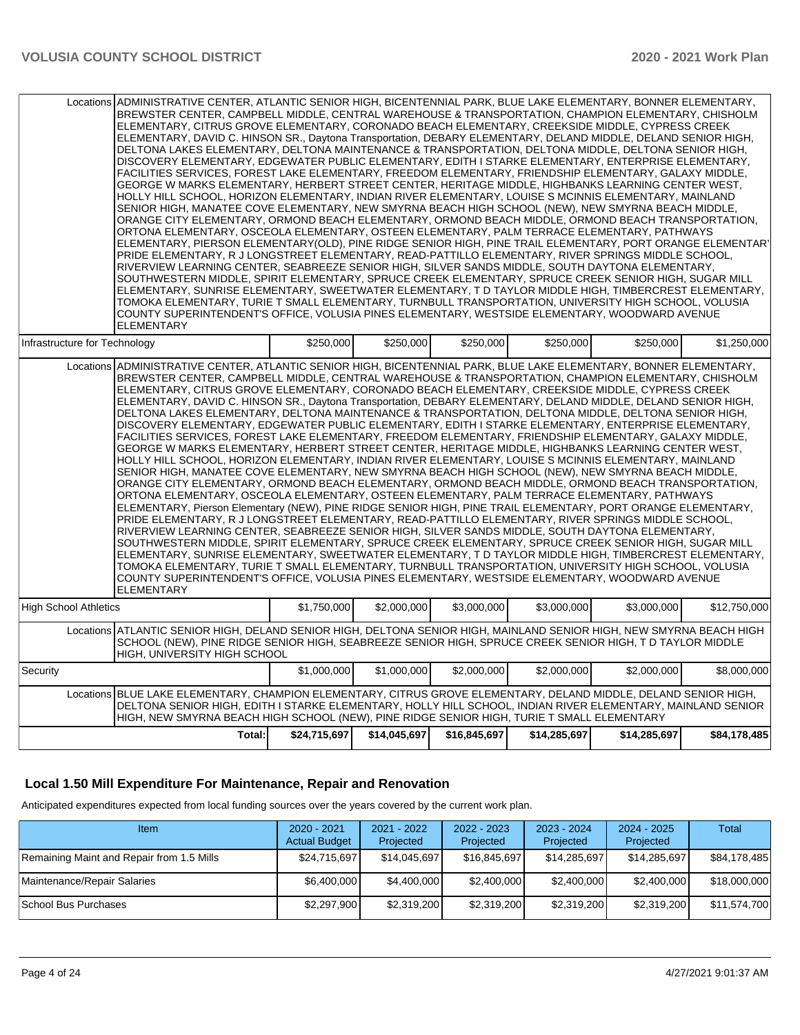| Item | 2020 - 2021 Actual Budget | 2021 - 2022 Projected | 2022 - 2023 Projected | 2023 - 2024 Projected | 2024 - 2025 Projected | Total |
|---|---|---|---|---|---|---|
| Locations | ADMINISTRATIVE CENTER, ATLANTIC SENIOR HIGH, BICENTENNIAL PARK, BLUE LAKE ELEMENTARY, BONNER ELEMENTARY, BREWSTER CENTER, CAMPBELL MIDDLE, CENTRAL WAREHOUSE & TRANSPORTATION, CHAMPION ELEMENTARY, CHISHOLM ELEMENTARY, CITRUS GROVE ELEMENTARY, CORONADO BEACH ELEMENTARY, CREEKSIDE MIDDLE, CYPRESS CREEK ELEMENTARY, DAVID C. HINSON SR., Daytona Transportation, DEBARY ELEMENTARY, DELAND MIDDLE, DELAND SENIOR HIGH, DELTONA LAKES ELEMENTARY, DELTONA MAINTENANCE & TRANSPORTATION, DELTONA MIDDLE, DELTONA SENIOR HIGH, DISCOVERY ELEMENTARY, EDGEWATER PUBLIC ELEMENTARY, EDITH I STARKE ELEMENTARY, ENTERPRISE ELEMENTARY, FACILITIES SERVICES, FOREST LAKE ELEMENTARY, FREEDOM ELEMENTARY, FRIENDSHIP ELEMENTARY, GALAXY MIDDLE, GEORGE W MARKS ELEMENTARY, HERBERT STREET CENTER, HERITAGE MIDDLE, HIGHBANKS LEARNING CENTER WEST, HOLLY HILL SCHOOL, HORIZON ELEMENTARY, INDIAN RIVER ELEMENTARY, LOUISE S MCINNIS ELEMENTARY, MAINLAND SENIOR HIGH, MANATEE COVE ELEMENTARY, NEW SMYRNA BEACH HIGH SCHOOL (NEW), NEW SMYRNA BEACH MIDDLE, ORANGE CITY ELEMENTARY, ORMOND BEACH ELEMENTARY, ORMOND BEACH MIDDLE, ORMOND BEACH TRANSPORTATION, ORTONA ELEMENTARY, OSCEOLA ELEMENTARY, OSTEEN ELEMENTARY, PALM TERRACE ELEMENTARY, PATHWAYS ELEMENTARY, PIERSON ELEMENTARY(OLD), PINE RIDGE SENIOR HIGH, PINE TRAIL ELEMENTARY, PORT ORANGE ELEMENTARY, PRIDE ELEMENTARY, R J LONGSTREET ELEMENTARY, READ-PATTILLO ELEMENTARY, RIVER SPRINGS MIDDLE SCHOOL, RIVERVIEW LEARNING CENTER, SEABREEZE SENIOR HIGH, SILVER SANDS MIDDLE, SOUTH DAYTONA ELEMENTARY, SOUTHWESTERN MIDDLE, SPIRIT ELEMENTARY, SPRUCE CREEK ELEMENTARY, SPRUCE CREEK SENIOR HIGH, SUGAR MILL ELEMENTARY, SUNRISE ELEMENTARY, SWEETWATER ELEMENTARY, T D TAYLOR MIDDLE HIGH, TIMBERCREST ELEMENTARY, TOMOKA ELEMENTARY, TURIE T SMALL ELEMENTARY, TURNBULL TRANSPORTATION, UNIVERSITY HIGH SCHOOL, VOLUSIA COUNTY SUPERINTENDENT'S OFFICE, VOLUSIA PINES ELEMENTARY, WESTSIDE ELEMENTARY, WOODWARD AVENUE ELEMENTARY | | | | | |
| Infrastructure for Technology | $250,000 | $250,000 | $250,000 | $250,000 | $250,000 | $1,250,000 |
| Locations | ADMINISTRATIVE CENTER, ATLANTIC SENIOR HIGH, BICENTENNIAL PARK, BLUE LAKE ELEMENTARY, BONNER ELEMENTARY, BREWSTER CENTER, CAMPBELL MIDDLE, CENTRAL WAREHOUSE & TRANSPORTATION, CHAMPION ELEMENTARY, CHISHOLM ELEMENTARY, CITRUS GROVE ELEMENTARY, CORONADO BEACH ELEMENTARY, CREEKSIDE MIDDLE, CYPRESS CREEK ELEMENTARY, DAVID C. HINSON SR., Daytona Transportation, DEBARY ELEMENTARY, DELAND MIDDLE, DELAND SENIOR HIGH, DELTONA LAKES ELEMENTARY, DELTONA MAINTENANCE & TRANSPORTATION, DELTONA MIDDLE, DELTONA SENIOR HIGH, DISCOVERY ELEMENTARY, EDGEWATER PUBLIC ELEMENTARY, EDITH I STARKE ELEMENTARY, ENTERPRISE ELEMENTARY, FACILITIES SERVICES, FOREST LAKE ELEMENTARY, FREEDOM ELEMENTARY, FRIENDSHIP ELEMENTARY, GALAXY MIDDLE, GEORGE W MARKS ELEMENTARY, HERBERT STREET CENTER, HERITAGE MIDDLE, HIGHBANKS LEARNING CENTER WEST, HOLLY HILL SCHOOL, HORIZON ELEMENTARY, INDIAN RIVER ELEMENTARY, LOUISE S MCINNIS ELEMENTARY, MAINLAND SENIOR HIGH, MANATEE COVE ELEMENTARY, NEW SMYRNA BEACH HIGH SCHOOL (NEW), NEW SMYRNA BEACH MIDDLE, ORANGE CITY ELEMENTARY, ORMOND BEACH ELEMENTARY, ORMOND BEACH MIDDLE, ORMOND BEACH TRANSPORTATION, ORTONA ELEMENTARY, OSCEOLA ELEMENTARY, OSTEEN ELEMENTARY, PALM TERRACE ELEMENTARY, PATHWAYS ELEMENTARY, Pierson Elementary (NEW), PINE RIDGE SENIOR HIGH, PINE TRAIL ELEMENTARY, PORT ORANGE ELEMENTARY, PRIDE ELEMENTARY, R J LONGSTREET ELEMENTARY, READ-PATTILLO ELEMENTARY, RIVER SPRINGS MIDDLE SCHOOL, RIVERVIEW LEARNING CENTER, SEABREEZE SENIOR HIGH, SILVER SANDS MIDDLE, SOUTH DAYTONA ELEMENTARY, SOUTHWESTERN MIDDLE, SPIRIT ELEMENTARY, SPRUCE CREEK ELEMENTARY, SPRUCE CREEK SENIOR HIGH, SUGAR MILL ELEMENTARY, SUNRISE ELEMENTARY, SWEETWATER ELEMENTARY, T D TAYLOR MIDDLE HIGH, TIMBERCREST ELEMENTARY, TOMOKA ELEMENTARY, TURIE T SMALL ELEMENTARY, TURNBULL TRANSPORTATION, UNIVERSITY HIGH SCHOOL, VOLUSIA COUNTY SUPERINTENDENT'S OFFICE, VOLUSIA PINES ELEMENTARY, WESTSIDE ELEMENTARY, WOODWARD AVENUE ELEMENTARY | | | | | |
| High School Athletics | $1,750,000 | $2,000,000 | $3,000,000 | $3,000,000 | $3,000,000 | $12,750,000 |
| Locations | ATLANTIC SENIOR HIGH, DELAND SENIOR HIGH, DELTONA SENIOR HIGH, MAINLAND SENIOR HIGH, NEW SMYRNA BEACH HIGH SCHOOL (NEW), PINE RIDGE SENIOR HIGH, SEABREEZE SENIOR HIGH, SPRUCE CREEK SENIOR HIGH, T D TAYLOR MIDDLE HIGH, UNIVERSITY HIGH SCHOOL | | | | | |
| Security | $1,000,000 | $1,000,000 | $2,000,000 | $2,000,000 | $2,000,000 | $8,000,000 |
| Locations | BLUE LAKE ELEMENTARY, CHAMPION ELEMENTARY, CITRUS GROVE ELEMENTARY, DELAND MIDDLE, DELAND SENIOR HIGH, DELTONA SENIOR HIGH, EDITH I STARKE ELEMENTARY, HOLLY HILL SCHOOL, INDIAN RIVER ELEMENTARY, MAINLAND SENIOR HIGH, NEW SMYRNA BEACH HIGH SCHOOL (NEW), PINE RIDGE SENIOR HIGH, TURIE T SMALL ELEMENTARY | | | | | |
| Total: | $24,715,697 | $14,045,697 | $16,845,697 | $14,285,697 | $14,285,697 | $84,178,485 |

## Local 1.50 Mill Expenditure For Maintenance, Repair and Renovation

Anticipated expenditures expected from local funding sources over the years covered by the current work plan.

| Item | 2020 - 2021 Actual Budget | 2021 - 2022 Projected | 2022 - 2023 Projected | 2023 - 2024 Projected | 2024 - 2025 Projected | Total |
|---|---|---|---|---|---|---|
| Remaining Maint and Repair from 1.5 Mills | $24,715,697 | $14,045,697 | $16,845,697 | $14,285,697 | $14,285,697 | $84,178,485 |
| Maintenance/Repair Salaries | $6,400,000 | $4,400,000 | $2,400,000 | $2,400,000 | $2,400,000 | $18,000,000 |
| School Bus Purchases | $2,297,900 | $2,319,200 | $2,319,200 | $2,319,200 | $2,319,200 | $11,574,700 |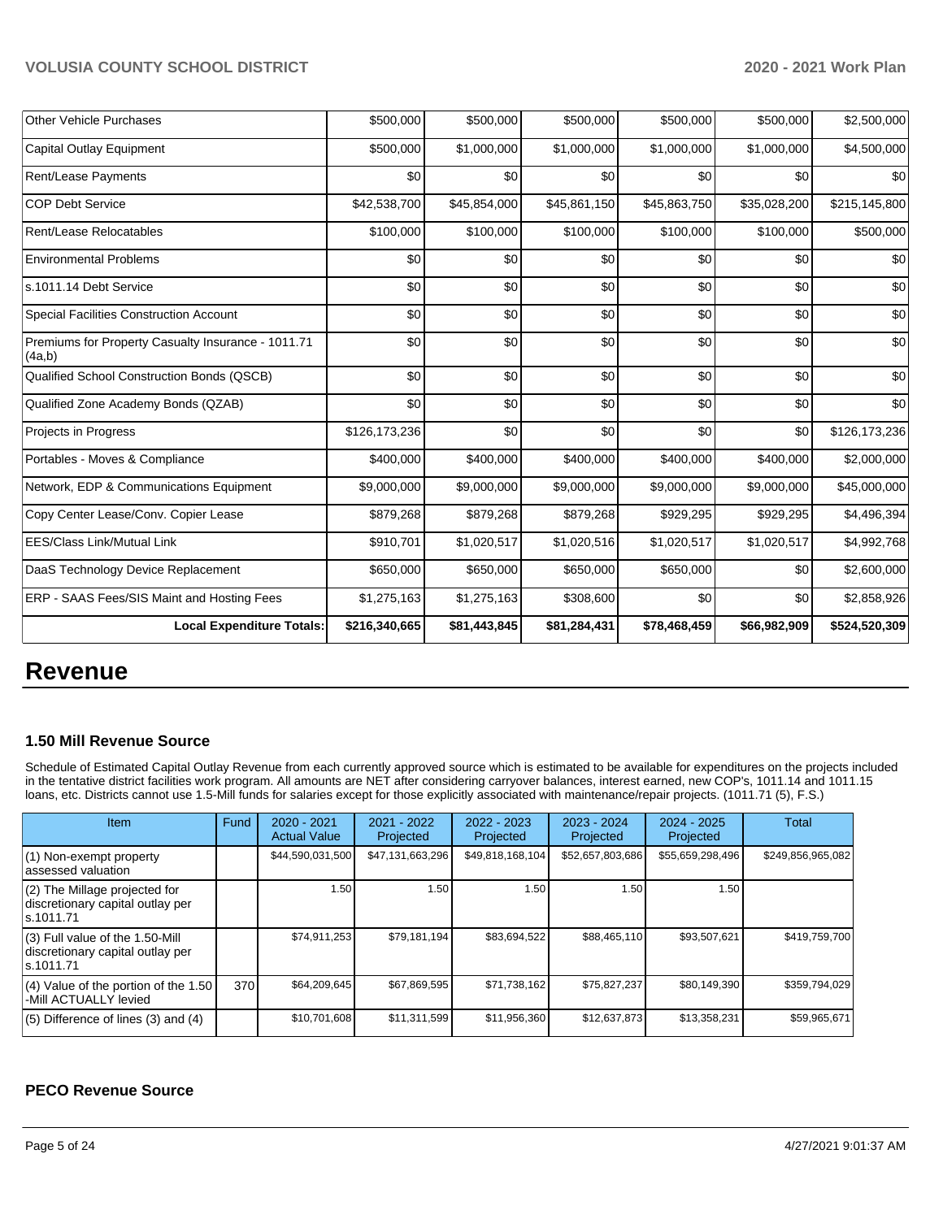| Other Vehicle Purchases | $500,000 | $500,000 | $500,000 | $500,000 | $500,000 | $2,500,000 |
|---|---|---|---|---|---|---|
| Capital Outlay Equipment | $500,000 | $1,000,000 | $1,000,000 | $1,000,000 | $1,000,000 | $4,500,000 |
| Rent/Lease Payments | $0 | $0 | $0 | $0 | $0 | $0 |
| COP Debt Service | $42,538,700 | $45,854,000 | $45,861,150 | $45,863,750 | $35,028,200 | $215,145,800 |
| Rent/Lease Relocatables | $100,000 | $100,000 | $100,000 | $100,000 | $100,000 | $500,000 |
| Environmental Problems | $0 | $0 | $0 | $0 | $0 | $0 |
| s.1011.14 Debt Service | $0 | $0 | $0 | $0 | $0 | $0 |
| Special Facilities Construction Account | $0 | $0 | $0 | $0 | $0 | $0 |
| Premiums for Property Casualty Insurance - 1011.71 (4a,b) | $0 | $0 | $0 | $0 | $0 | $0 |
| Qualified School Construction Bonds (QSCB) | $0 | $0 | $0 | $0 | $0 | $0 |
| Qualified Zone Academy Bonds (QZAB) | $0 | $0 | $0 | $0 | $0 | $0 |
| Projects in Progress | $126,173,236 | $0 | $0 | $0 | $0 | $126,173,236 |
| Portables - Moves & Compliance | $400,000 | $400,000 | $400,000 | $400,000 | $400,000 | $2,000,000 |
| Network, EDP & Communications Equipment | $9,000,000 | $9,000,000 | $9,000,000 | $9,000,000 | $9,000,000 | $45,000,000 |
| Copy Center Lease/Conv. Copier Lease | $879,268 | $879,268 | $879,268 | $929,295 | $929,295 | $4,496,394 |
| EES/Class Link/Mutual Link | $910,701 | $1,020,517 | $1,020,516 | $1,020,517 | $1,020,517 | $4,992,768 |
| DaaS Technology Device Replacement | $650,000 | $650,000 | $650,000 | $650,000 | $0 | $2,600,000 |
| ERP - SAAS Fees/SIS Maint and Hosting Fees | $1,275,163 | $1,275,163 | $308,600 | $0 | $0 | $2,858,926 |
| **Local Expenditure Totals:** | **$216,340,665** | **$81,443,845** | **$81,284,431** | **$78,468,459** | **$66,982,909** | **$524,520,309** |

# Revenue

### 1.50 Mill Revenue Source

Schedule of Estimated Capital Outlay Revenue from each currently approved source which is estimated to be available for expenditures on the projects included in the tentative district facilities work program. All amounts are NET after considering carryover balances, interest earned, new COP's, 1011.14 and 1011.15 loans, etc. Districts cannot use 1.5-Mill funds for salaries except for those explicitly associated with maintenance/repair projects. (1011.71 (5), F.S.)

| Item | Fund | 2020 - 2021 Actual Value | 2021 - 2022 Projected | 2022 - 2023 Projected | 2023 - 2024 Projected | 2024 - 2025 Projected | Total |
|---|---|---|---|---|---|---|---|
| (1) Non-exempt property assessed valuation | | $44,590,031,500 | $47,131,663,296 | $49,818,168,104 | $52,657,803,686 | $55,659,298,496 | $249,856,965,082 |
| (2) The Millage projected for discretionary capital outlay per s.1011.71 | | 1.50 | 1.50 | 1.50 | 1.50 | 1.50 | |
| (3) Full value of the 1.50-Mill discretionary capital outlay per s.1011.71 | | $74,911,253 | $79,181,194 | $83,694,522 | $88,465,110 | $93,507,621 | $419,759,700 |
| (4) Value of the portion of the 1.50 -Mill ACTUALLY levied | 370 | $64,209,645 | $67,869,595 | $71,738,162 | $75,827,237 | $80,149,390 | $359,794,029 |
| (5) Difference of lines (3) and (4) | | $10,701,608 | $11,311,599 | $11,956,360 | $12,637,873 | $13,358,231 | $59,965,671 |

### PECO Revenue Source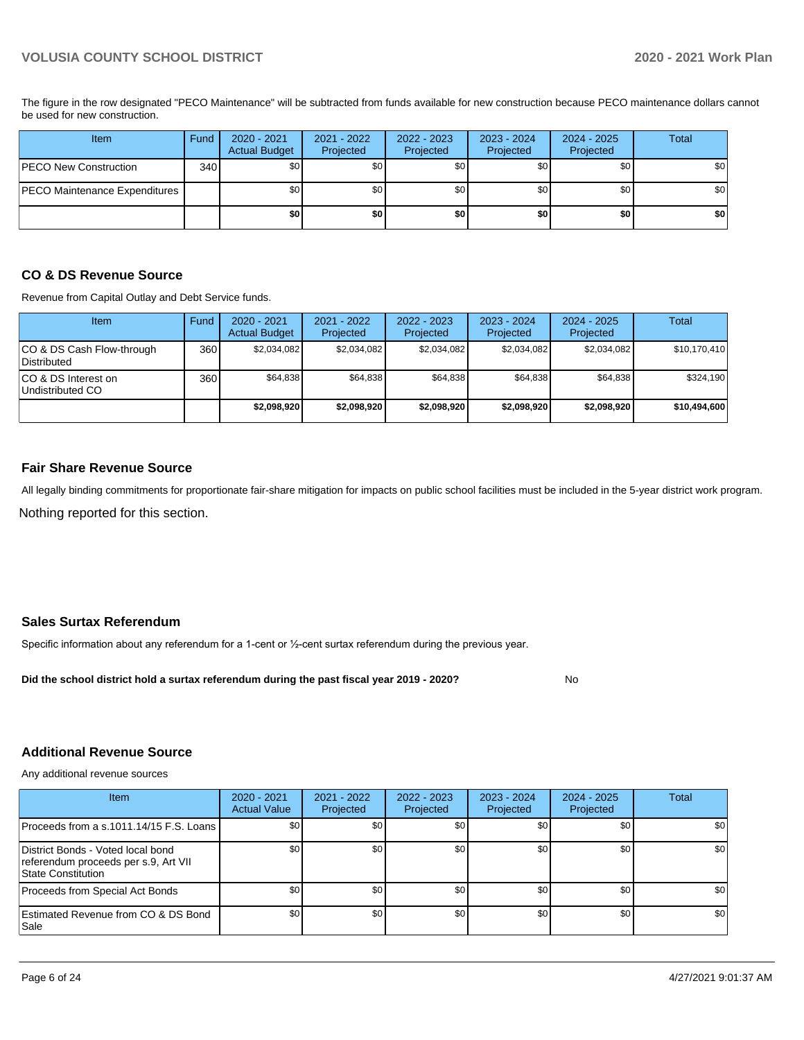The figure in the row designated "PECO Maintenance" will be subtracted from funds available for new construction because PECO maintenance dollars cannot be used for new construction.

| Item | Fund | 2020 - 2021 Actual Budget | 2021 - 2022 Projected | 2022 - 2023 Projected | 2023 - 2024 Projected | 2024 - 2025 Projected | Total |
|---|---|---|---|---|---|---|---|
| PECO New Construction | 340 | $0 | $0 | $0 | $0 | $0 | $0 |
| PECO Maintenance Expenditures | | $0 | $0 | $0 | $0 | $0 | $0 |
| | | **$0** | **$0** | **$0** | **$0** | **$0** | **$0** |

## CO & DS Revenue Source

Revenue from Capital Outlay and Debt Service funds.

| Item | Fund | 2020 - 2021 Actual Budget | 2021 - 2022 Projected | 2022 - 2023 Projected | 2023 - 2024 Projected | 2024 - 2025 Projected | Total |
|---|---|---|---|---|---|---|---|
| CO & DS Cash Flow-through Distributed | 360 | $2,034,082 | $2,034,082 | $2,034,082 | $2,034,082 | $2,034,082 | $10,170,410 |
| CO & DS Interest on Undistributed CO | 360 | $64,838 | $64,838 | $64,838 | $64,838 | $64,838 | $324,190 |
| | | **$2,098,920** | **$2,098,920** | **$2,098,920** | **$2,098,920** | **$2,098,920** | **$10,494,600** |

## Fair Share Revenue Source

All legally binding commitments for proportionate fair-share mitigation for impacts on public school facilities must be included in the 5-year district work program.

Nothing reported for this section.

## Sales Surtax Referendum

Specific information about any referendum for a 1-cent or ½-cent surtax referendum during the previous year.

**Did the school district hold a surtax referendum during the past fiscal year 2019 - 2020?** No

## Additional Revenue Source

Any additional revenue sources

| Item | 2020 - 2021 Actual Value | 2021 - 2022 Projected | 2022 - 2023 Projected | 2023 - 2024 Projected | 2024 - 2025 Projected | Total |
|---|---|---|---|---|---|---|
| Proceeds from a s.1011.14/15 F.S. Loans | $0 | $0 | $0 | $0 | $0 | $0 |
| District Bonds - Voted local bond referendum proceeds per s.9, Art VII State Constitution | $0 | $0 | $0 | $0 | $0 | $0 |
| Proceeds from Special Act Bonds | $0 | $0 | $0 | $0 | $0 | $0 |
| Estimated Revenue from CO & DS Bond Sale | $0 | $0 | $0 | $0 | $0 | $0 |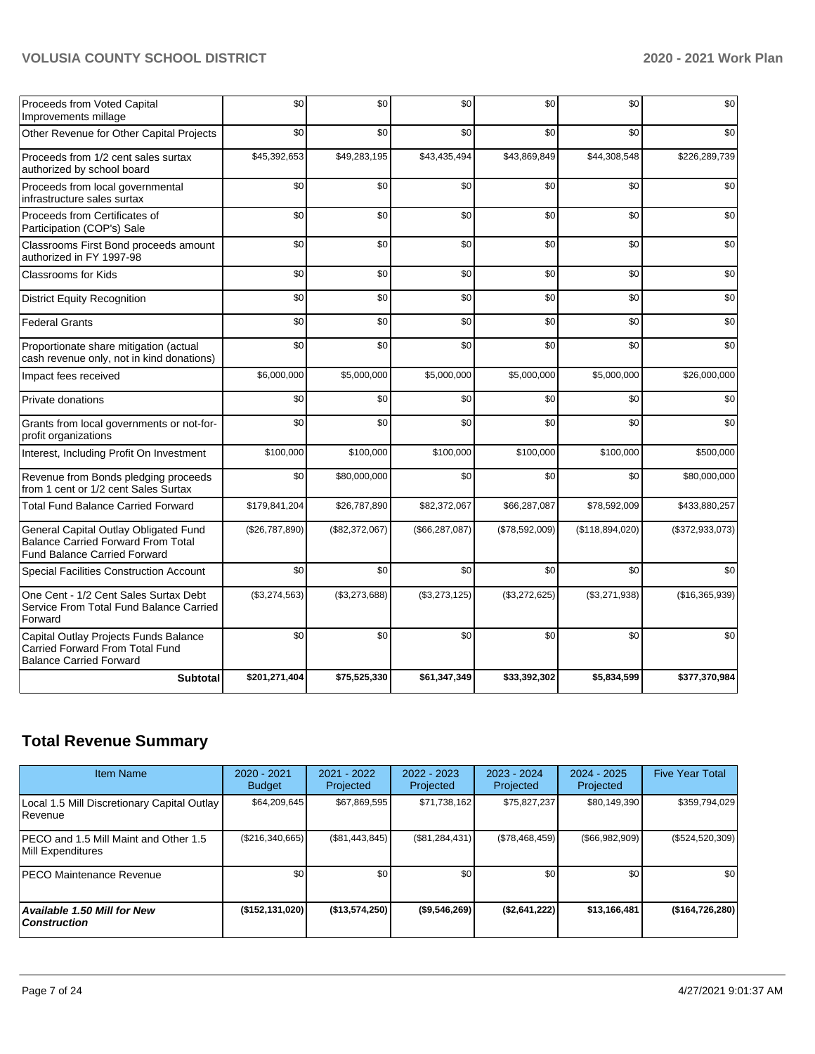| Proceeds from Voted Capital Improvements millage | $0 | $0 | $0 | $0 | $0 | $0 |
|---|---|---|---|---|---|---|
| Other Revenue for Other Capital Projects | $0 | $0 | $0 | $0 | $0 | $0 |
| Proceeds from 1/2 cent sales surtax authorized by school board | $45,392,653 | $49,283,195 | $43,435,494 | $43,869,849 | $44,308,548 | $226,289,739 |
| Proceeds from local governmental infrastructure sales surtax | $0 | $0 | $0 | $0 | $0 | $0 |
| Proceeds from Certificates of Participation (COP's) Sale | $0 | $0 | $0 | $0 | $0 | $0 |
| Classrooms First Bond proceeds amount authorized in FY 1997-98 | $0 | $0 | $0 | $0 | $0 | $0 |
| Classrooms for Kids | $0 | $0 | $0 | $0 | $0 | $0 |
| District Equity Recognition | $0 | $0 | $0 | $0 | $0 | $0 |
| Federal Grants | $0 | $0 | $0 | $0 | $0 | $0 |
| Proportionate share mitigation (actual cash revenue only, not in kind donations) | $0 | $0 | $0 | $0 | $0 | $0 |
| Impact fees received | $6,000,000 | $5,000,000 | $5,000,000 | $5,000,000 | $5,000,000 | $26,000,000 |
| Private donations | $0 | $0 | $0 | $0 | $0 | $0 |
| Grants from local governments or not-for-profit organizations | $0 | $0 | $0 | $0 | $0 | $0 |
| Interest, Including Profit On Investment | $100,000 | $100,000 | $100,000 | $100,000 | $100,000 | $500,000 |
| Revenue from Bonds pledging proceeds from 1 cent or 1/2 cent Sales Surtax | $0 | $80,000,000 | $0 | $0 | $0 | $80,000,000 |
| Total Fund Balance Carried Forward | $179,841,204 | $26,787,890 | $82,372,067 | $66,287,087 | $78,592,009 | $433,880,257 |
| General Capital Outlay Obligated Fund Balance Carried Forward From Total Fund Balance Carried Forward | ($26,787,890) | ($82,372,067) | ($66,287,087) | ($78,592,009) | ($118,894,020) | ($372,933,073) |
| Special Facilities Construction Account | $0 | $0 | $0 | $0 | $0 | $0 |
| One Cent - 1/2 Cent Sales Surtax Debt Service From Total Fund Balance Carried Forward | ($3,274,563) | ($3,273,688) | ($3,273,125) | ($3,272,625) | ($3,271,938) | ($16,365,939) |
| Capital Outlay Projects Funds Balance Carried Forward From Total Fund Balance Carried Forward | $0 | $0 | $0 | $0 | $0 | $0 |
| **Subtotal** | **$201,271,404** | **$75,525,330** | **$61,347,349** | **$33,392,302** | **$5,834,599** | **$377,370,984** |

## Total Revenue Summary

| Item Name | 2020 - 2021 Budget | 2021 - 2022 Projected | 2022 - 2023 Projected | 2023 - 2024 Projected | 2024 - 2025 Projected | Five Year Total |
|---|---|---|---|---|---|---|
| Local 1.5 Mill Discretionary Capital Outlay Revenue | $64,209,645 | $67,869,595 | $71,738,162 | $75,827,237 | $80,149,390 | $359,794,029 |
| PECO and 1.5 Mill Maint and Other 1.5 Mill Expenditures | ($216,340,665) | ($81,443,845) | ($81,284,431) | ($78,468,459) | ($66,982,909) | ($524,520,309) |
| PECO Maintenance Revenue | $0 | $0 | $0 | $0 | $0 | $0 |
| ***Available 1.50 Mill for New Construction*** | **($152,131,020)** | **($13,574,250)** | **($9,546,269)** | **($2,641,222)** | **$13,166,481** | **($164,726,280)** |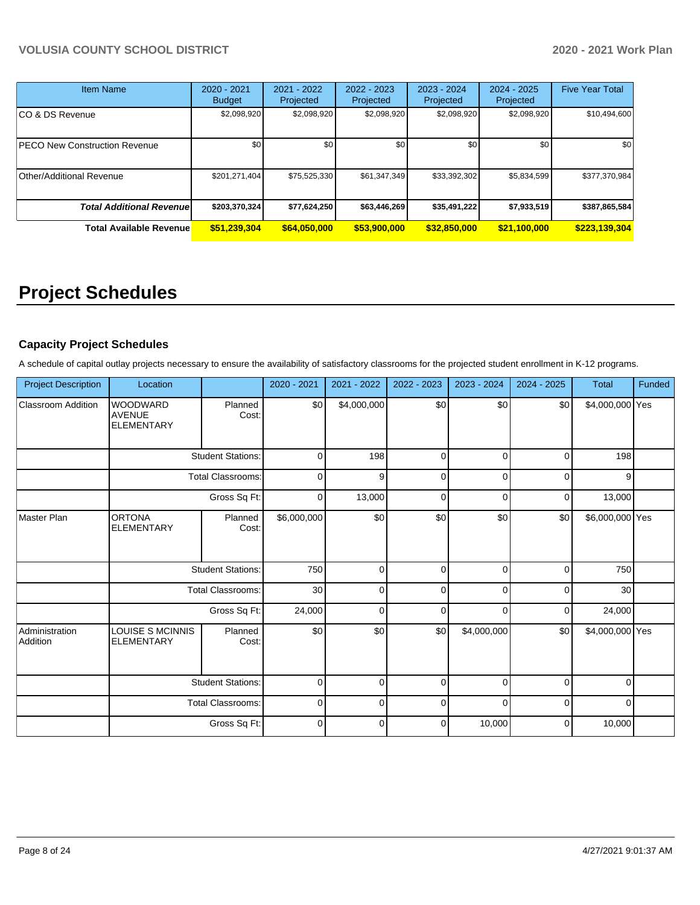| Item Name | 2020 - 2021 Budget | 2021 - 2022 Projected | 2022 - 2023 Projected | 2023 - 2024 Projected | 2024 - 2025 Projected | Five Year Total |
|---|---|---|---|---|---|---|
| CO & DS Revenue | $2,098,920 | $2,098,920 | $2,098,920 | $2,098,920 | $2,098,920 | $10,494,600 |
| PECO New Construction Revenue | $0 | $0 | $0 | $0 | $0 | $0 |
| Other/Additional Revenue | $201,271,404 | $75,525,330 | $61,347,349 | $33,392,302 | $5,834,599 | $377,370,984 |
| ***Total Additional Revenue*** | **$203,370,324** | **$77,624,250** | **$63,446,269** | **$35,491,222** | **$7,933,519** | **$387,865,584** |
| **Total Available Revenue** | **$51,239,304** | **$64,050,000** | **$53,900,000** | **$32,850,000** | **$21,100,000** | **$223,139,304** |

# Project Schedules

### Capacity Project Schedules

A schedule of capital outlay projects necessary to ensure the availability of satisfactory classrooms for the projected student enrollment in K-12 programs.

| Project Description | Location | | 2020 - 2021 | 2021 - 2022 | 2022 - 2023 | 2023 - 2024 | 2024 - 2025 | Total | Funded |
|---|---|---|---|---|---|---|---|---|---|
| Classroom Addition | WOODWARD AVENUE ELEMENTARY | Planned Cost: | $0 | $4,000,000 | $0 | $0 | $0 | $4,000,000 | Yes |
| | | Student Stations: | 0 | 198 | 0 | 0 | 0 | 198 | |
| | | Total Classrooms: | 0 | 9 | 0 | 0 | 0 | 9 | |
| | | Gross Sq Ft: | 0 | 13,000 | 0 | 0 | 0 | 13,000 | |
| Master Plan | ORTONA ELEMENTARY | Planned Cost: | $6,000,000 | $0 | $0 | $0 | $0 | $6,000,000 | Yes |
| | | Student Stations: | 750 | 0 | 0 | 0 | 0 | 750 | |
| | | Total Classrooms: | 30 | 0 | 0 | 0 | 0 | 30 | |
| | | Gross Sq Ft: | 24,000 | 0 | 0 | 0 | 0 | 24,000 | |
| Administration Addition | LOUISE S MCINNIS ELEMENTARY | Planned Cost: | $0 | $0 | $0 | $4,000,000 | $0 | $4,000,000 | Yes |
| | | Student Stations: | 0 | 0 | 0 | 0 | 0 | 0 | |
| | | Total Classrooms: | 0 | 0 | 0 | 0 | 0 | 0 | |
| | | Gross Sq Ft: | 0 | 0 | 0 | 10,000 | 0 | 10,000 | |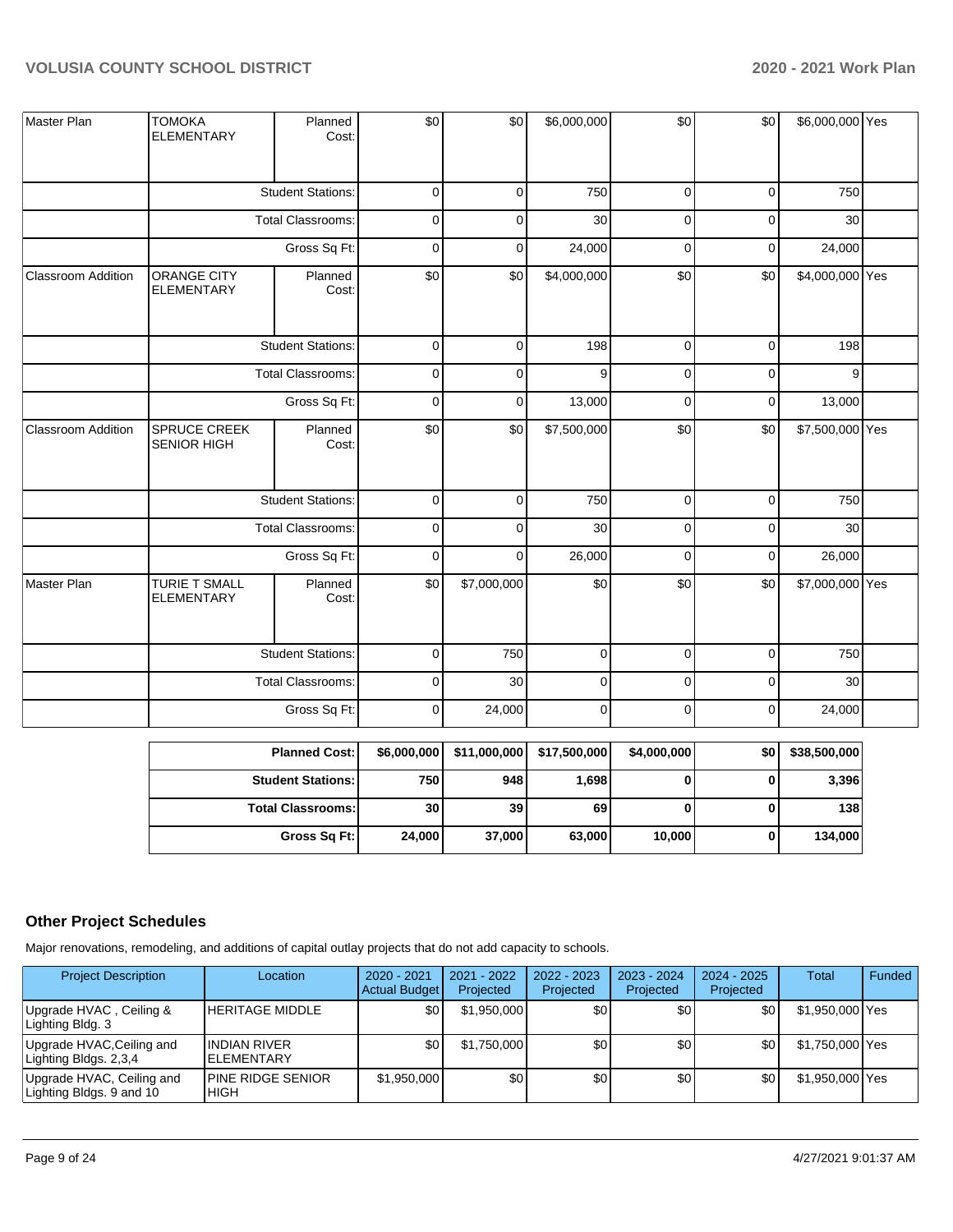| Master Plan | TOMOKA ELEMENTARY | Planned Cost: | $0 | $0 | $6,000,000 | $0 | $0 | $6,000,000 | Yes |
|---|---|---|---|---|---|---|---|---|---|
| | | Student Stations: | 0 | 0 | 750 | 0 | 0 | 750 | |
| | | Total Classrooms: | 0 | 0 | 30 | 0 | 0 | 30 | |
| | | Gross Sq Ft: | 0 | 0 | 24,000 | 0 | 0 | 24,000 | |
| Classroom Addition | ORANGE CITY ELEMENTARY | Planned Cost: | $0 | $0 | $4,000,000 | $0 | $0 | $4,000,000 | Yes |
| | | Student Stations: | 0 | 0 | 198 | 0 | 0 | 198 | |
| | | Total Classrooms: | 0 | 0 | 9 | 0 | 0 | 9 | |
| | | Gross Sq Ft: | 0 | 0 | 13,000 | 0 | 0 | 13,000 | |
| Classroom Addition | SPRUCE CREEK SENIOR HIGH | Planned Cost: | $0 | $0 | $7,500,000 | $0 | $0 | $7,500,000 | Yes |
| | | Student Stations: | 0 | 0 | 750 | 0 | 0 | 750 | |
| | | Total Classrooms: | 0 | 0 | 30 | 0 | 0 | 30 | |
| | | Gross Sq Ft: | 0 | 0 | 26,000 | 0 | 0 | 26,000 | |
| Master Plan | TURIE T SMALL ELEMENTARY | Planned Cost: | $0 | $7,000,000 | $0 | $0 | $0 | $7,000,000 | Yes |
| | | Student Stations: | 0 | 750 | 0 | 0 | 0 | 750 | |
| | | Total Classrooms: | 0 | 30 | 0 | 0 | 0 | 30 | |
| | | Gross Sq Ft: | 0 | 24,000 | 0 | 0 | 0 | 24,000 | |

| | | | | | | |
|---|---|---|---|---|---|---|
| **Planned Cost:** | **$6,000,000** | **$11,000,000** | **$17,500,000** | **$4,000,000** | **$0** | **$38,500,000** |
| **Student Stations:** | **750** | **948** | **1,698** | **0** | **0** | **3,396** |
| **Total Classrooms:** | **30** | **39** | **69** | **0** | **0** | **138** |
| **Gross Sq Ft:** | **24,000** | **37,000** | **63,000** | **10,000** | **0** | **134,000** |

## Other Project Schedules

Major renovations, remodeling, and additions of capital outlay projects that do not add capacity to schools.

| Project Description | Location | 2020 - 2021 Actual Budget | 2021 - 2022 Projected | 2022 - 2023 Projected | 2023 - 2024 Projected | 2024 - 2025 Projected | Total | Funded |
|---|---|---|---|---|---|---|---|---|
| Upgrade HVAC , Ceiling & Lighting Bldg. 3 | HERITAGE MIDDLE | $0 | $1,950,000 | $0 | $0 | $0 | $1,950,000 | Yes |
| Upgrade HVAC,Ceiling and Lighting Bldgs. 2,3,4 | INDIAN RIVER ELEMENTARY | $0 | $1,750,000 | $0 | $0 | $0 | $1,750,000 | Yes |
| Upgrade HVAC, Ceiling and Lighting Bldgs. 9 and 10 | PINE RIDGE SENIOR HIGH | $1,950,000 | $0 | $0 | $0 | $0 | $1,950,000 | Yes |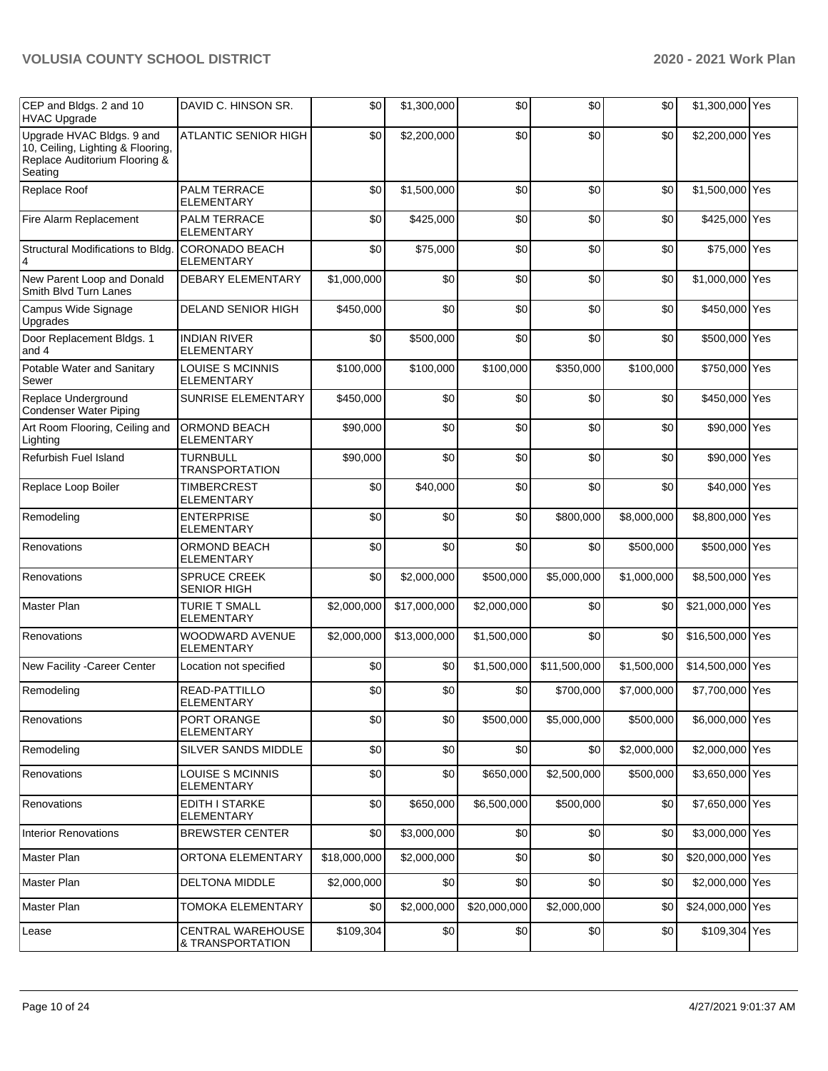| | | | | | | | | |
|---|---|---|---|---|---|---|---|---|
| CEP and Bldgs. 2 and 10 HVAC Upgrade | DAVID C. HINSON SR. | $0 | $1,300,000 | $0 | $0 | $0 | $1,300,000 | Yes |
| Upgrade HVAC Bldgs. 9 and 10, Ceiling, Lighting & Flooring, Replace Auditorium Flooring & Seating | ATLANTIC SENIOR HIGH | $0 | $2,200,000 | $0 | $0 | $0 | $2,200,000 | Yes |
| Replace Roof | PALM TERRACE ELEMENTARY | $0 | $1,500,000 | $0 | $0 | $0 | $1,500,000 | Yes |
| Fire Alarm Replacement | PALM TERRACE ELEMENTARY | $0 | $425,000 | $0 | $0 | $0 | $425,000 | Yes |
| Structural Modifications to Bldg. 4 | CORONADO BEACH ELEMENTARY | $0 | $75,000 | $0 | $0 | $0 | $75,000 | Yes |
| New Parent Loop and Donald Smith Blvd Turn Lanes | DEBARY ELEMENTARY | $1,000,000 | $0 | $0 | $0 | $0 | $1,000,000 | Yes |
| Campus Wide Signage Upgrades | DELAND SENIOR HIGH | $450,000 | $0 | $0 | $0 | $0 | $450,000 | Yes |
| Door Replacement Bldgs. 1 and 4 | INDIAN RIVER ELEMENTARY | $0 | $500,000 | $0 | $0 | $0 | $500,000 | Yes |
| Potable Water and Sanitary Sewer | LOUISE S MCINNIS ELEMENTARY | $100,000 | $100,000 | $100,000 | $350,000 | $100,000 | $750,000 | Yes |
| Replace Underground Condenser Water Piping | SUNRISE ELEMENTARY | $450,000 | $0 | $0 | $0 | $0 | $450,000 | Yes |
| Art Room Flooring, Ceiling and Lighting | ORMOND BEACH ELEMENTARY | $90,000 | $0 | $0 | $0 | $0 | $90,000 | Yes |
| Refurbish Fuel Island | TURNBULL TRANSPORTATION | $90,000 | $0 | $0 | $0 | $0 | $90,000 | Yes |
| Replace Loop Boiler | TIMBERCREST ELEMENTARY | $0 | $40,000 | $0 | $0 | $0 | $40,000 | Yes |
| Remodeling | ENTERPRISE ELEMENTARY | $0 | $0 | $0 | $800,000 | $8,000,000 | $8,800,000 | Yes |
| Renovations | ORMOND BEACH ELEMENTARY | $0 | $0 | $0 | $0 | $500,000 | $500,000 | Yes |
| Renovations | SPRUCE CREEK SENIOR HIGH | $0 | $2,000,000 | $500,000 | $5,000,000 | $1,000,000 | $8,500,000 | Yes |
| Master Plan | TURIE T SMALL ELEMENTARY | $2,000,000 | $17,000,000 | $2,000,000 | $0 | $0 | $21,000,000 | Yes |
| Renovations | WOODWARD AVENUE ELEMENTARY | $2,000,000 | $13,000,000 | $1,500,000 | $0 | $0 | $16,500,000 | Yes |
| New Facility -Career Center | Location not specified | $0 | $0 | $1,500,000 | $11,500,000 | $1,500,000 | $14,500,000 | Yes |
| Remodeling | READ-PATTILLO ELEMENTARY | $0 | $0 | $0 | $700,000 | $7,000,000 | $7,700,000 | Yes |
| Renovations | PORT ORANGE ELEMENTARY | $0 | $0 | $500,000 | $5,000,000 | $500,000 | $6,000,000 | Yes |
| Remodeling | SILVER SANDS MIDDLE | $0 | $0 | $0 | $0 | $2,000,000 | $2,000,000 | Yes |
| Renovations | LOUISE S MCINNIS ELEMENTARY | $0 | $0 | $650,000 | $2,500,000 | $500,000 | $3,650,000 | Yes |
| Renovations | EDITH I STARKE ELEMENTARY | $0 | $650,000 | $6,500,000 | $500,000 | $0 | $7,650,000 | Yes |
| Interior Renovations | BREWSTER CENTER | $0 | $3,000,000 | $0 | $0 | $0 | $3,000,000 | Yes |
| Master Plan | ORTONA ELEMENTARY | $18,000,000 | $2,000,000 | $0 | $0 | $0 | $20,000,000 | Yes |
| Master Plan | DELTONA MIDDLE | $2,000,000 | $0 | $0 | $0 | $0 | $2,000,000 | Yes |
| Master Plan | TOMOKA ELEMENTARY | $0 | $2,000,000 | $20,000,000 | $2,000,000 | $0 | $24,000,000 | Yes |
| Lease | CENTRAL WAREHOUSE & TRANSPORTATION | $109,304 | $0 | $0 | $0 | $0 | $109,304 | Yes |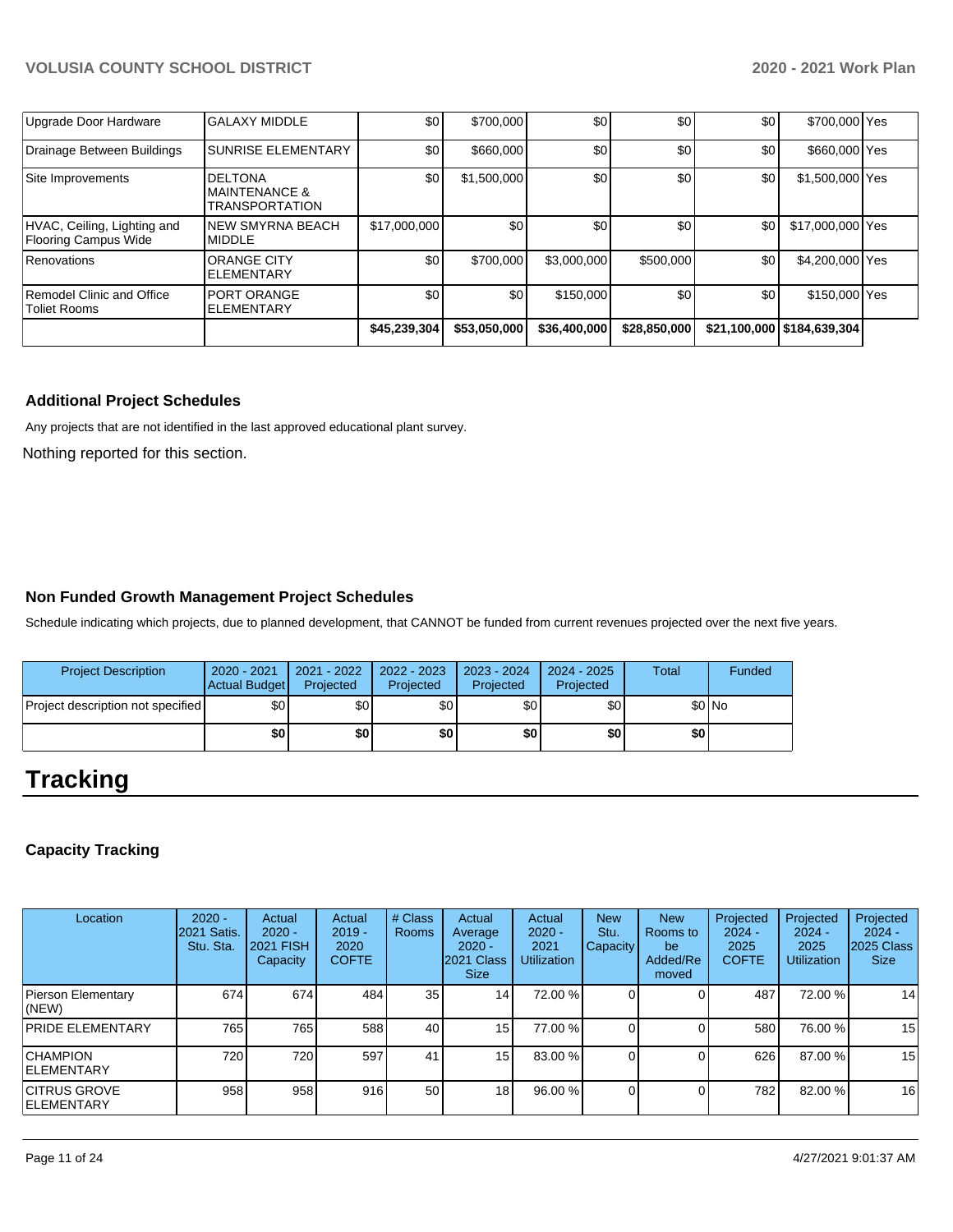| | | | | | | | | |
|---|---|---|---|---|---|---|---|---|
| Upgrade Door Hardware | GALAXY MIDDLE | $0 | $700,000 | $0 | $0 | $0 | $700,000 | Yes |
| Drainage Between Buildings | SUNRISE ELEMENTARY | $0 | $660,000 | $0 | $0 | $0 | $660,000 | Yes |
| Site Improvements | DELTONA MAINTENANCE & TRANSPORTATION | $0 | $1,500,000 | $0 | $0 | $0 | $1,500,000 | Yes |
| HVAC, Ceiling, Lighting and Flooring Campus Wide | NEW SMYRNA BEACH MIDDLE | $17,000,000 | $0 | $0 | $0 | $0 | $17,000,000 | Yes |
| Renovations | ORANGE CITY ELEMENTARY | $0 | $700,000 | $3,000,000 | $500,000 | $0 | $4,200,000 | Yes |
| Remodel Clinic and Office Toliet Rooms | PORT ORANGE ELEMENTARY | $0 | $0 | $150,000 | $0 | $0 | $150,000 | Yes |
| | | $45,239,304 | $53,050,000 | $36,400,000 | $28,850,000 | $21,100,000 | $184,639,304 | |

### Additional Project Schedules

Any projects that are not identified in the last approved educational plant survey.

Nothing reported for this section.

### Non Funded Growth Management Project Schedules

Schedule indicating which projects, due to planned development, that CANNOT be funded from current revenues projected over the next five years.

| Project Description | 2020 - 2021 Actual Budget | 2021 - 2022 Projected | 2022 - 2023 Projected | 2023 - 2024 Projected | 2024 - 2025 Projected | Total | Funded |
|---|---|---|---|---|---|---|---|
| Project description not specified | $0 | $0 | $0 | $0 | $0 | $0 | No |
| | $0 | $0 | $0 | $0 | $0 | $0 | |

# Tracking

### Capacity Tracking

| Location | 2020 - 2021 Satis. Stu. Sta. | Actual 2020 - 2021 FISH Capacity | Actual 2019 - 2020 COFTE | # Class Rooms | Actual Average 2020 - 2021 Class Size | Actual 2020 - 2021 Utilization | New Stu. Capacity | New Rooms to be Added/Removed | Projected 2024 - 2025 COFTE | Projected 2024 - 2025 Utilization | Projected 2024 - 2025 Class Size |
|---|---|---|---|---|---|---|---|---|---|---|---|
| Pierson Elementary (NEW) | 674 | 674 | 484 | 35 | 14 | 72.00 % | 0 | 0 | 487 | 72.00 % | 14 |
| PRIDE ELEMENTARY | 765 | 765 | 588 | 40 | 15 | 77.00 % | 0 | 0 | 580 | 76.00 % | 15 |
| CHAMPION ELEMENTARY | 720 | 720 | 597 | 41 | 15 | 83.00 % | 0 | 0 | 626 | 87.00 % | 15 |
| CITRUS GROVE ELEMENTARY | 958 | 958 | 916 | 50 | 18 | 96.00 % | 0 | 0 | 782 | 82.00 % | 16 |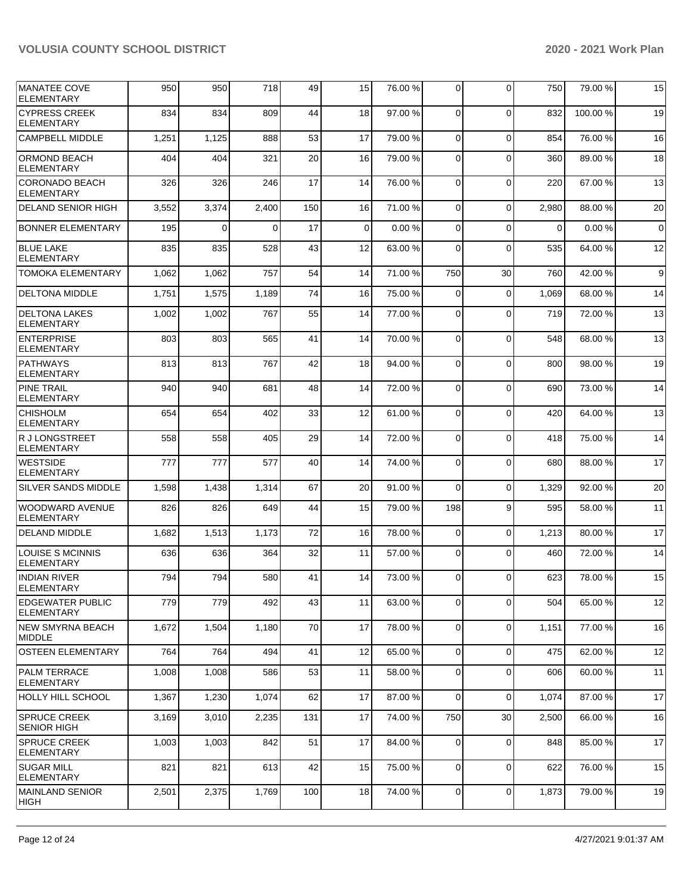| | | | | | | | | | | | |
|---|---|---|---|---|---|---|---|---|---|---|---|
| MANATEE COVE ELEMENTARY | 950 | 950 | 718 | 49 | 15 | 76.00 % | 0 | 0 | 750 | 79.00 % | 15 |
| CYPRESS CREEK ELEMENTARY | 834 | 834 | 809 | 44 | 18 | 97.00 % | 0 | 0 | 832 | 100.00 % | 19 |
| CAMPBELL MIDDLE | 1,251 | 1,125 | 888 | 53 | 17 | 79.00 % | 0 | 0 | 854 | 76.00 % | 16 |
| ORMOND BEACH ELEMENTARY | 404 | 404 | 321 | 20 | 16 | 79.00 % | 0 | 0 | 360 | 89.00 % | 18 |
| CORONADO BEACH ELEMENTARY | 326 | 326 | 246 | 17 | 14 | 76.00 % | 0 | 0 | 220 | 67.00 % | 13 |
| DELAND SENIOR HIGH | 3,552 | 3,374 | 2,400 | 150 | 16 | 71.00 % | 0 | 0 | 2,980 | 88.00 % | 20 |
| BONNER ELEMENTARY | 195 | 0 | 0 | 17 | 0 | 0.00 % | 0 | 0 | 0 | 0.00 % | 0 |
| BLUE LAKE ELEMENTARY | 835 | 835 | 528 | 43 | 12 | 63.00 % | 0 | 0 | 535 | 64.00 % | 12 |
| TOMOKA ELEMENTARY | 1,062 | 1,062 | 757 | 54 | 14 | 71.00 % | 750 | 30 | 760 | 42.00 % | 9 |
| DELTONA MIDDLE | 1,751 | 1,575 | 1,189 | 74 | 16 | 75.00 % | 0 | 0 | 1,069 | 68.00 % | 14 |
| DELTONA LAKES ELEMENTARY | 1,002 | 1,002 | 767 | 55 | 14 | 77.00 % | 0 | 0 | 719 | 72.00 % | 13 |
| ENTERPRISE ELEMENTARY | 803 | 803 | 565 | 41 | 14 | 70.00 % | 0 | 0 | 548 | 68.00 % | 13 |
| PATHWAYS ELEMENTARY | 813 | 813 | 767 | 42 | 18 | 94.00 % | 0 | 0 | 800 | 98.00 % | 19 |
| PINE TRAIL ELEMENTARY | 940 | 940 | 681 | 48 | 14 | 72.00 % | 0 | 0 | 690 | 73.00 % | 14 |
| CHISHOLM ELEMENTARY | 654 | 654 | 402 | 33 | 12 | 61.00 % | 0 | 0 | 420 | 64.00 % | 13 |
| R J LONGSTREET ELEMENTARY | 558 | 558 | 405 | 29 | 14 | 72.00 % | 0 | 0 | 418 | 75.00 % | 14 |
| WESTSIDE ELEMENTARY | 777 | 777 | 577 | 40 | 14 | 74.00 % | 0 | 0 | 680 | 88.00 % | 17 |
| SILVER SANDS MIDDLE | 1,598 | 1,438 | 1,314 | 67 | 20 | 91.00 % | 0 | 0 | 1,329 | 92.00 % | 20 |
| WOODWARD AVENUE ELEMENTARY | 826 | 826 | 649 | 44 | 15 | 79.00 % | 198 | 9 | 595 | 58.00 % | 11 |
| DELAND MIDDLE | 1,682 | 1,513 | 1,173 | 72 | 16 | 78.00 % | 0 | 0 | 1,213 | 80.00 % | 17 |
| LOUISE S MCINNIS ELEMENTARY | 636 | 636 | 364 | 32 | 11 | 57.00 % | 0 | 0 | 460 | 72.00 % | 14 |
| INDIAN RIVER ELEMENTARY | 794 | 794 | 580 | 41 | 14 | 73.00 % | 0 | 0 | 623 | 78.00 % | 15 |
| EDGEWATER PUBLIC ELEMENTARY | 779 | 779 | 492 | 43 | 11 | 63.00 % | 0 | 0 | 504 | 65.00 % | 12 |
| NEW SMYRNA BEACH MIDDLE | 1,672 | 1,504 | 1,180 | 70 | 17 | 78.00 % | 0 | 0 | 1,151 | 77.00 % | 16 |
| OSTEEN ELEMENTARY | 764 | 764 | 494 | 41 | 12 | 65.00 % | 0 | 0 | 475 | 62.00 % | 12 |
| PALM TERRACE ELEMENTARY | 1,008 | 1,008 | 586 | 53 | 11 | 58.00 % | 0 | 0 | 606 | 60.00 % | 11 |
| HOLLY HILL SCHOOL | 1,367 | 1,230 | 1,074 | 62 | 17 | 87.00 % | 0 | 0 | 1,074 | 87.00 % | 17 |
| SPRUCE CREEK SENIOR HIGH | 3,169 | 3,010 | 2,235 | 131 | 17 | 74.00 % | 750 | 30 | 2,500 | 66.00 % | 16 |
| SPRUCE CREEK ELEMENTARY | 1,003 | 1,003 | 842 | 51 | 17 | 84.00 % | 0 | 0 | 848 | 85.00 % | 17 |
| SUGAR MILL ELEMENTARY | 821 | 821 | 613 | 42 | 15 | 75.00 % | 0 | 0 | 622 | 76.00 % | 15 |
| MAINLAND SENIOR HIGH | 2,501 | 2,375 | 1,769 | 100 | 18 | 74.00 % | 0 | 0 | 1,873 | 79.00 % | 19 |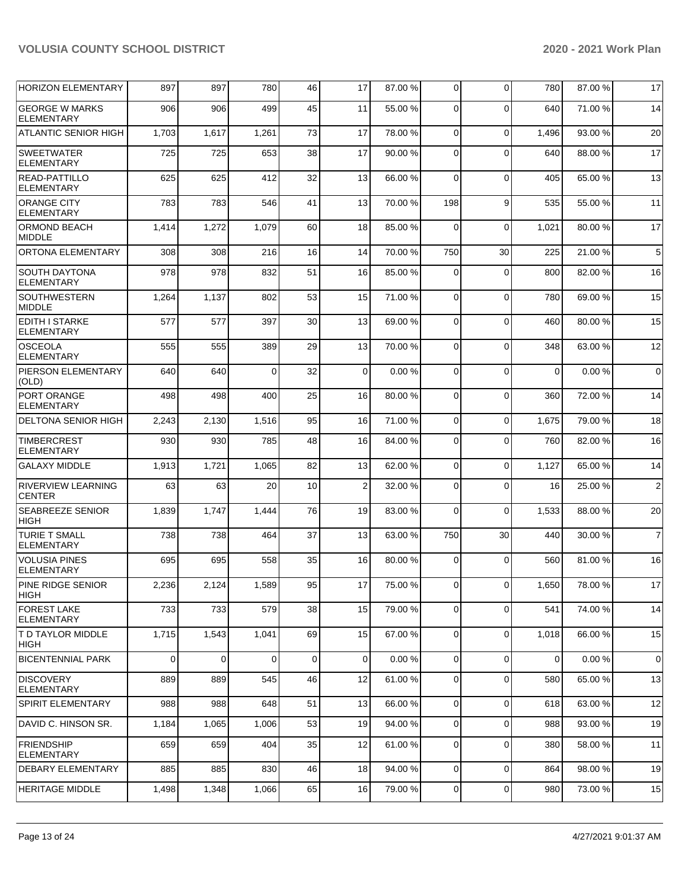| | | | | | | | | | | |
|---|---|---|---|---|---|---|---|---|---|---|
| HORIZON ELEMENTARY | 897 | 897 | 780 | 46 | 17 | 87.00 % | 0 | 0 | 780 | 87.00 % | 17 |
| GEORGE W MARKS ELEMENTARY | 906 | 906 | 499 | 45 | 11 | 55.00 % | 0 | 0 | 640 | 71.00 % | 14 |
| ATLANTIC SENIOR HIGH | 1,703 | 1,617 | 1,261 | 73 | 17 | 78.00 % | 0 | 0 | 1,496 | 93.00 % | 20 |
| SWEETWATER ELEMENTARY | 725 | 725 | 653 | 38 | 17 | 90.00 % | 0 | 0 | 640 | 88.00 % | 17 |
| READ-PATTILLO ELEMENTARY | 625 | 625 | 412 | 32 | 13 | 66.00 % | 0 | 0 | 405 | 65.00 % | 13 |
| ORANGE CITY ELEMENTARY | 783 | 783 | 546 | 41 | 13 | 70.00 % | 198 | 9 | 535 | 55.00 % | 11 |
| ORMOND BEACH MIDDLE | 1,414 | 1,272 | 1,079 | 60 | 18 | 85.00 % | 0 | 0 | 1,021 | 80.00 % | 17 |
| ORTONA ELEMENTARY | 308 | 308 | 216 | 16 | 14 | 70.00 % | 750 | 30 | 225 | 21.00 % | 5 |
| SOUTH DAYTONA ELEMENTARY | 978 | 978 | 832 | 51 | 16 | 85.00 % | 0 | 0 | 800 | 82.00 % | 16 |
| SOUTHWESTERN MIDDLE | 1,264 | 1,137 | 802 | 53 | 15 | 71.00 % | 0 | 0 | 780 | 69.00 % | 15 |
| EDITH I STARKE ELEMENTARY | 577 | 577 | 397 | 30 | 13 | 69.00 % | 0 | 0 | 460 | 80.00 % | 15 |
| OSCEOLA ELEMENTARY | 555 | 555 | 389 | 29 | 13 | 70.00 % | 0 | 0 | 348 | 63.00 % | 12 |
| PIERSON ELEMENTARY (OLD) | 640 | 640 | 0 | 32 | 0 | 0.00 % | 0 | 0 | 0 | 0.00 % | 0 |
| PORT ORANGE ELEMENTARY | 498 | 498 | 400 | 25 | 16 | 80.00 % | 0 | 0 | 360 | 72.00 % | 14 |
| DELTONA SENIOR HIGH | 2,243 | 2,130 | 1,516 | 95 | 16 | 71.00 % | 0 | 0 | 1,675 | 79.00 % | 18 |
| TIMBERCREST ELEMENTARY | 930 | 930 | 785 | 48 | 16 | 84.00 % | 0 | 0 | 760 | 82.00 % | 16 |
| GALAXY MIDDLE | 1,913 | 1,721 | 1,065 | 82 | 13 | 62.00 % | 0 | 0 | 1,127 | 65.00 % | 14 |
| RIVERVIEW LEARNING CENTER | 63 | 63 | 20 | 10 | 2 | 32.00 % | 0 | 0 | 16 | 25.00 % | 2 |
| SEABREEZE SENIOR HIGH | 1,839 | 1,747 | 1,444 | 76 | 19 | 83.00 % | 0 | 0 | 1,533 | 88.00 % | 20 |
| TURIE T SMALL ELEMENTARY | 738 | 738 | 464 | 37 | 13 | 63.00 % | 750 | 30 | 440 | 30.00 % | 7 |
| VOLUSIA PINES ELEMENTARY | 695 | 695 | 558 | 35 | 16 | 80.00 % | 0 | 0 | 560 | 81.00 % | 16 |
| PINE RIDGE SENIOR HIGH | 2,236 | 2,124 | 1,589 | 95 | 17 | 75.00 % | 0 | 0 | 1,650 | 78.00 % | 17 |
| FOREST LAKE ELEMENTARY | 733 | 733 | 579 | 38 | 15 | 79.00 % | 0 | 0 | 541 | 74.00 % | 14 |
| T D TAYLOR MIDDLE HIGH | 1,715 | 1,543 | 1,041 | 69 | 15 | 67.00 % | 0 | 0 | 1,018 | 66.00 % | 15 |
| BICENTENNIAL PARK | 0 | 0 | 0 | 0 | 0 | 0.00 % | 0 | 0 | 0 | 0.00 % | 0 |
| DISCOVERY ELEMENTARY | 889 | 889 | 545 | 46 | 12 | 61.00 % | 0 | 0 | 580 | 65.00 % | 13 |
| SPIRIT ELEMENTARY | 988 | 988 | 648 | 51 | 13 | 66.00 % | 0 | 0 | 618 | 63.00 % | 12 |
| DAVID C. HINSON SR. | 1,184 | 1,065 | 1,006 | 53 | 19 | 94.00 % | 0 | 0 | 988 | 93.00 % | 19 |
| FRIENDSHIP ELEMENTARY | 659 | 659 | 404 | 35 | 12 | 61.00 % | 0 | 0 | 380 | 58.00 % | 11 |
| DEBARY ELEMENTARY | 885 | 885 | 830 | 46 | 18 | 94.00 % | 0 | 0 | 864 | 98.00 % | 19 |
| HERITAGE MIDDLE | 1,498 | 1,348 | 1,066 | 65 | 16 | 79.00 % | 0 | 0 | 980 | 73.00 % | 15 |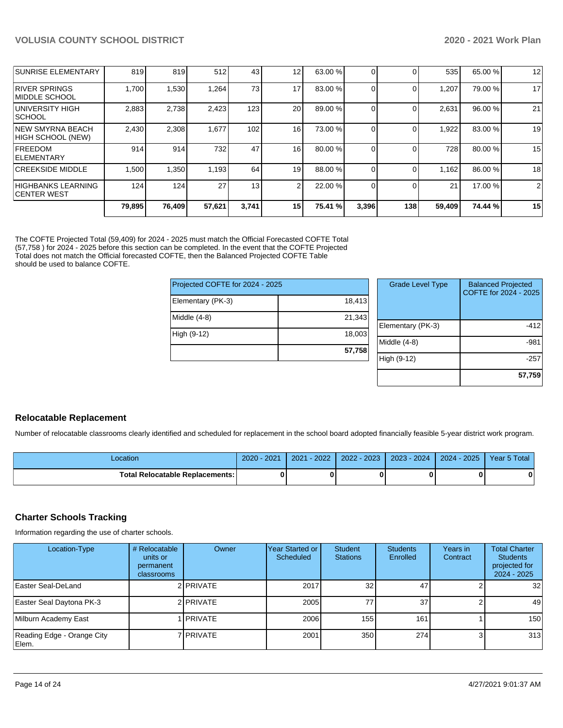| | | | | | | | | | | |
|---|---|---|---|---|---|---|---|---|---|---|
| SUNRISE ELEMENTARY | 819 | 819 | 512 | 43 | 12 | 63.00 % | 0 | 0 | 535 | 65.00 % | 12 |
| RIVER SPRINGS MIDDLE SCHOOL | 1,700 | 1,530 | 1,264 | 73 | 17 | 83.00 % | 0 | 0 | 1,207 | 79.00 % | 17 |
| UNIVERSITY HIGH SCHOOL | 2,883 | 2,738 | 2,423 | 123 | 20 | 89.00 % | 0 | 0 | 2,631 | 96.00 % | 21 |
| NEW SMYRNA BEACH HIGH SCHOOL (NEW) | 2,430 | 2,308 | 1,677 | 102 | 16 | 73.00 % | 0 | 0 | 1,922 | 83.00 % | 19 |
| FREEDOM ELEMENTARY | 914 | 914 | 732 | 47 | 16 | 80.00 % | 0 | 0 | 728 | 80.00 % | 15 |
| CREEKSIDE MIDDLE | 1,500 | 1,350 | 1,193 | 64 | 19 | 88.00 % | 0 | 0 | 1,162 | 86.00 % | 18 |
| HIGHBANKS LEARNING CENTER WEST | 124 | 124 | 27 | 13 | 2 | 22.00 % | 0 | 0 | 21 | 17.00 % | 2 |
| | **79,895** | **76,409** | **57,621** | **3,741** | **15** | **75.41 %** | **3,396** | **138** | **59,409** | **74.44 %** | **15** |

The COFTE Projected Total (59,409) for 2024 - 2025 must match the Official Forecasted COFTE Total (57,758 ) for 2024 - 2025 before this section can be completed. In the event that the COFTE Projected Total does not match the Official forecasted COFTE, then the Balanced Projected COFTE Table should be used to balance COFTE.

| Projected COFTE for 2024 - 2025 | |
|---|---|
| Elementary (PK-3) | 18,413 |
| Middle (4-8) | 21,343 |
| High (9-12) | 18,003 |
| | **57,758** |

| Grade Level Type | Balanced Projected COFTE for 2024 - 2025 |
|---|---|
| Elementary (PK-3) | -412 |
| Middle (4-8) | -981 |
| High (9-12) | -257 |
| | **57,759** |

## Relocatable Replacement

Number of relocatable classrooms clearly identified and scheduled for replacement in the school board adopted financially feasible 5-year district work program.

| Location | 2020 - 2021 | 2021 - 2022 | 2022 - 2023 | 2023 - 2024 | 2024 - 2025 | Year 5 Total |
|---|---|---|---|---|---|---|
| **Total Relocatable Replacements:** | **0** | **0** | **0** | **0** | **0** | **0** |

## Charter Schools Tracking

Information regarding the use of charter schools.

| Location-Type | # Relocatable units or permanent classrooms | Owner | Year Started or Scheduled | Student Stations | Students Enrolled | Years in Contract | Total Charter Students projected for 2024 - 2025 |
|---|---|---|---|---|---|---|---|
| Easter Seal-DeLand | 2 | PRIVATE | 2017 | 32 | 47 | 2 | 32 |
| Easter Seal Daytona PK-3 | 2 | PRIVATE | 2005 | 77 | 37 | 2 | 49 |
| Milburn Academy East | 1 | PRIVATE | 2006 | 155 | 161 | 1 | 150 |
| Reading Edge - Orange City Elem. | 7 | PRIVATE | 2001 | 350 | 274 | 3 | 313 |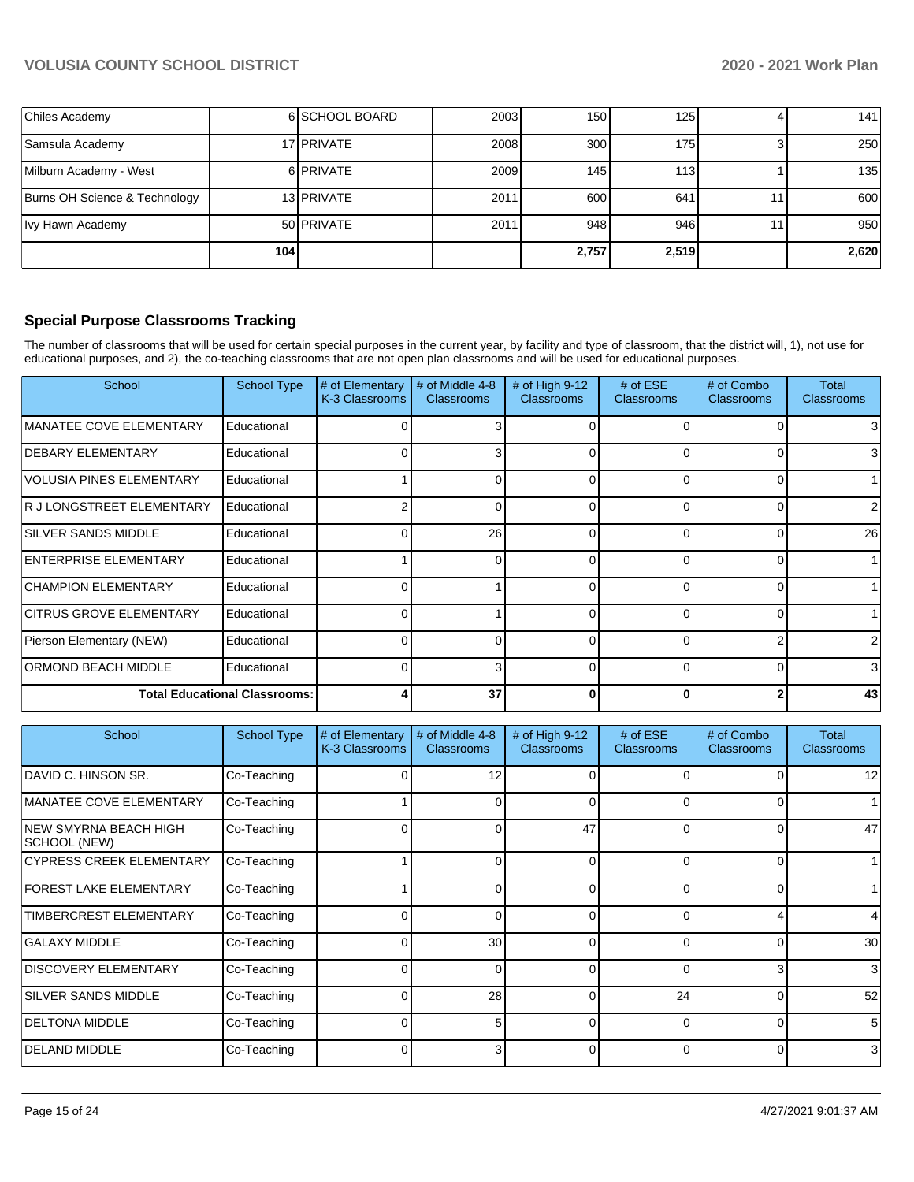| | | | | | | | |
|---|---|---|---|---|---|---|---|
| Chiles Academy | 6 | SCHOOL BOARD | 2003 | 150 | 125 | 4 | 141 |
| Samsula Academy | 17 | PRIVATE | 2008 | 300 | 175 | 3 | 250 |
| Milburn Academy - West | 6 | PRIVATE | 2009 | 145 | 113 | 1 | 135 |
| Burns OH Science & Technology | 13 | PRIVATE | 2011 | 600 | 641 | 11 | 600 |
| Ivy Hawn Academy | 50 | PRIVATE | 2011 | 948 | 946 | 11 | 950 |
| | **104** | | | **2,757** | **2,519** | | **2,620** |

## Special Purpose Classrooms Tracking

The number of classrooms that will be used for certain special purposes in the current year, by facility and type of classroom, that the district will, 1), not use for educational purposes, and 2), the co-teaching classrooms that are not open plan classrooms and will be used for educational purposes.

| School | School Type | # of Elementary K-3 Classrooms | # of Middle 4-8 Classrooms | # of High 9-12 Classrooms | # of ESE Classrooms | # of Combo Classrooms | Total Classrooms |
|---|---|---|---|---|---|---|---|
| MANATEE COVE ELEMENTARY | Educational | 0 | 3 | 0 | 0 | 0 | 3 |
| DEBARY ELEMENTARY | Educational | 0 | 3 | 0 | 0 | 0 | 3 |
| VOLUSIA PINES ELEMENTARY | Educational | 1 | 0 | 0 | 0 | 0 | 1 |
| R J LONGSTREET ELEMENTARY | Educational | 2 | 0 | 0 | 0 | 0 | 2 |
| SILVER SANDS MIDDLE | Educational | 0 | 26 | 0 | 0 | 0 | 26 |
| ENTERPRISE ELEMENTARY | Educational | 1 | 0 | 0 | 0 | 0 | 1 |
| CHAMPION ELEMENTARY | Educational | 0 | 1 | 0 | 0 | 0 | 1 |
| CITRUS GROVE ELEMENTARY | Educational | 0 | 1 | 0 | 0 | 0 | 1 |
| Pierson Elementary (NEW) | Educational | 0 | 0 | 0 | 0 | 2 | 2 |
| ORMOND BEACH MIDDLE | Educational | 0 | 3 | 0 | 0 | 0 | 3 |
| **Total Educational Classrooms:** | | **4** | **37** | **0** | **0** | **2** | **43** |

| School | School Type | # of Elementary K-3 Classrooms | # of Middle 4-8 Classrooms | # of High 9-12 Classrooms | # of ESE Classrooms | # of Combo Classrooms | Total Classrooms |
|---|---|---|---|---|---|---|---|
| DAVID C. HINSON SR. | Co-Teaching | 0 | 12 | 0 | 0 | 0 | 12 |
| MANATEE COVE ELEMENTARY | Co-Teaching | 1 | 0 | 0 | 0 | 0 | 1 |
| NEW SMYRNA BEACH HIGH SCHOOL (NEW) | Co-Teaching | 0 | 0 | 47 | 0 | 0 | 47 |
| CYPRESS CREEK ELEMENTARY | Co-Teaching | 1 | 0 | 0 | 0 | 0 | 1 |
| FOREST LAKE ELEMENTARY | Co-Teaching | 1 | 0 | 0 | 0 | 0 | 1 |
| TIMBERCREST ELEMENTARY | Co-Teaching | 0 | 0 | 0 | 0 | 4 | 4 |
| GALAXY MIDDLE | Co-Teaching | 0 | 30 | 0 | 0 | 0 | 30 |
| DISCOVERY ELEMENTARY | Co-Teaching | 0 | 0 | 0 | 0 | 3 | 3 |
| SILVER SANDS MIDDLE | Co-Teaching | 0 | 28 | 0 | 24 | 0 | 52 |
| DELTONA MIDDLE | Co-Teaching | 0 | 5 | 0 | 0 | 0 | 5 |
| DELAND MIDDLE | Co-Teaching | 0 | 3 | 0 | 0 | 0 | 3 |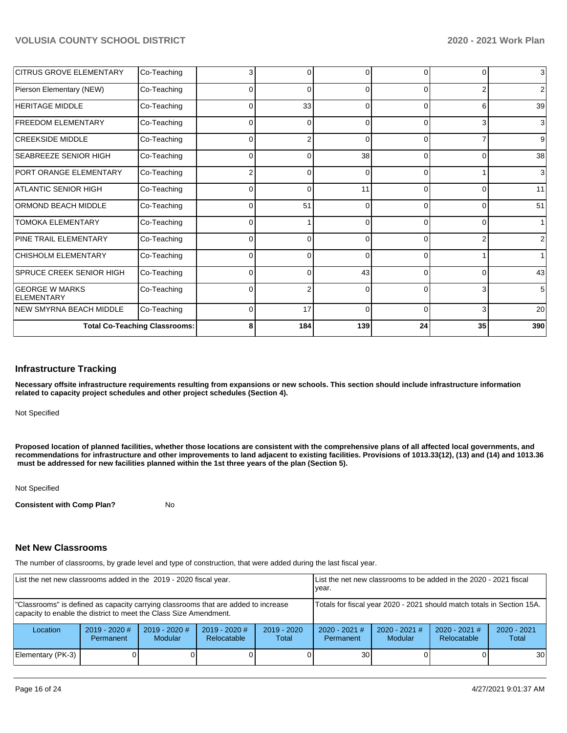| CITRUS GROVE ELEMENTARY | Co-Teaching | 3 | 0 | 0 | 0 | 0 | 3 |
|---|---|---|---|---|---|---|---|
| Pierson Elementary (NEW) | Co-Teaching | 0 | 0 | 0 | 0 | 2 | 2 |
| HERITAGE MIDDLE | Co-Teaching | 0 | 33 | 0 | 0 | 6 | 39 |
| FREEDOM ELEMENTARY | Co-Teaching | 0 | 0 | 0 | 0 | 3 | 3 |
| CREEKSIDE MIDDLE | Co-Teaching | 0 | 2 | 0 | 0 | 7 | 9 |
| SEABREEZE SENIOR HIGH | Co-Teaching | 0 | 0 | 38 | 0 | 0 | 38 |
| PORT ORANGE ELEMENTARY | Co-Teaching | 2 | 0 | 0 | 0 | 1 | 3 |
| ATLANTIC SENIOR HIGH | Co-Teaching | 0 | 0 | 11 | 0 | 0 | 11 |
| ORMOND BEACH MIDDLE | Co-Teaching | 0 | 51 | 0 | 0 | 0 | 51 |
| TOMOKA ELEMENTARY | Co-Teaching | 0 | 1 | 0 | 0 | 0 | 1 |
| PINE TRAIL ELEMENTARY | Co-Teaching | 0 | 0 | 0 | 0 | 2 | 2 |
| CHISHOLM ELEMENTARY | Co-Teaching | 0 | 0 | 0 | 0 | 1 | 1 |
| SPRUCE CREEK SENIOR HIGH | Co-Teaching | 0 | 0 | 43 | 0 | 0 | 43 |
| GEORGE W MARKS ELEMENTARY | Co-Teaching | 0 | 2 | 0 | 0 | 3 | 5 |
| NEW SMYRNA BEACH MIDDLE | Co-Teaching | 0 | 17 | 0 | 0 | 3 | 20 |
| **Total Co-Teaching Classrooms:** | | **8** | **184** | **139** | **24** | **35** | **390** |

## Infrastructure Tracking

**Necessary offsite infrastructure requirements resulting from expansions or new schools. This section should include infrastructure information related to capacity project schedules and other project schedules (Section 4).**

Not Specified

**Proposed location of planned facilities, whether those locations are consistent with the comprehensive plans of all affected local governments, and recommendations for infrastructure and other improvements to land adjacent to existing facilities. Provisions of 1013.33(12), (13) and (14) and 1013.36 must be addressed for new facilities planned within the 1st three years of the plan (Section 5).**

Not Specified

**Consistent with Comp Plan?** No

## Net New Classrooms

The number of classrooms, by grade level and type of construction, that were added during the last fiscal year.

| List the net new classrooms added in the 2019 - 2020 fiscal year. | | | | | List the net new classrooms to be added in the 2020 - 2021 fiscal year. | | | |
|---|---|---|---|---|---|---|---|---|
| "Classrooms" is defined as capacity carrying classrooms that are added to increase capacity to enable the district to meet the Class Size Amendment. | | | | | Totals for fiscal year 2020 - 2021 should match totals in Section 15A. | | | |
| Location | 2019 - 2020 # Permanent | 2019 - 2020 # Modular | 2019 - 2020 # Relocatable | 2019 - 2020 Total | 2020 - 2021 # Permanent | 2020 - 2021 # Modular | 2020 - 2021 # Relocatable | 2020 - 2021 Total |
| Elementary (PK-3) | 0 | 0 | 0 | 0 | 30 | 0 | 0 | 30 |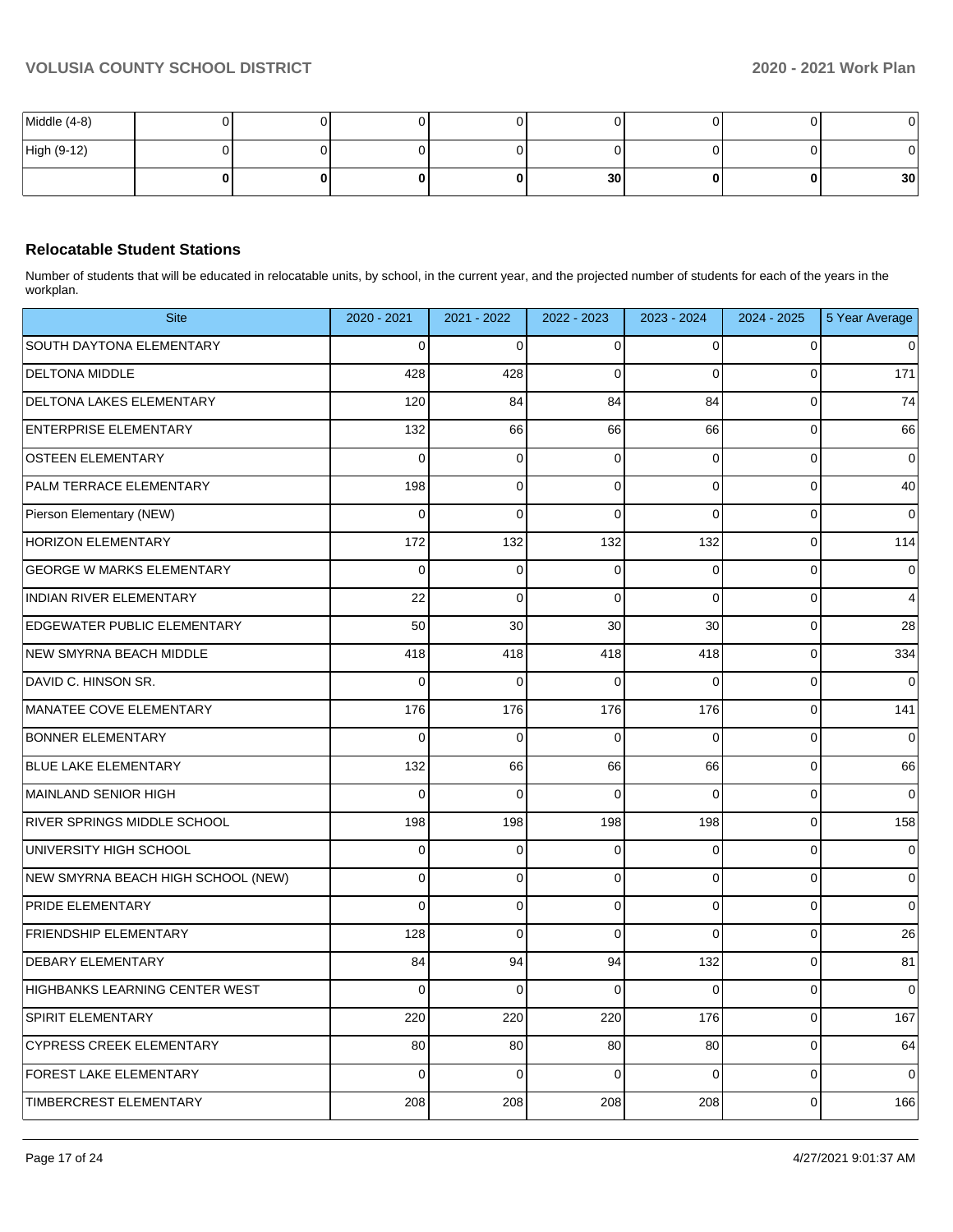| | | | | | | | | |
|---|---|---|---|---|---|---|---|---|
| Middle (4-8) | 0 | 0 | 0 | 0 | 0 | 0 | 0 | 0 |
| High (9-12) | 0 | 0 | 0 | 0 | 0 | 0 | 0 | 0 |
| | **0** | **0** | **0** | **0** | **30** | **0** | **0** | **30** |

### Relocatable Student Stations

Number of students that will be educated in relocatable units, by school, in the current year, and the projected number of students for each of the years in the workplan.

| Site | 2020 - 2021 | 2021 - 2022 | 2022 - 2023 | 2023 - 2024 | 2024 - 2025 | 5 Year Average |
|---|---|---|---|---|---|---|
| SOUTH DAYTONA ELEMENTARY | 0 | 0 | 0 | 0 | 0 | 0 |
| DELTONA MIDDLE | 428 | 428 | 0 | 0 | 0 | 171 |
| DELTONA LAKES ELEMENTARY | 120 | 84 | 84 | 84 | 0 | 74 |
| ENTERPRISE ELEMENTARY | 132 | 66 | 66 | 66 | 0 | 66 |
| OSTEEN ELEMENTARY | 0 | 0 | 0 | 0 | 0 | 0 |
| PALM TERRACE ELEMENTARY | 198 | 0 | 0 | 0 | 0 | 40 |
| Pierson Elementary (NEW) | 0 | 0 | 0 | 0 | 0 | 0 |
| HORIZON ELEMENTARY | 172 | 132 | 132 | 132 | 0 | 114 |
| GEORGE W MARKS ELEMENTARY | 0 | 0 | 0 | 0 | 0 | 0 |
| INDIAN RIVER ELEMENTARY | 22 | 0 | 0 | 0 | 0 | 4 |
| EDGEWATER PUBLIC ELEMENTARY | 50 | 30 | 30 | 30 | 0 | 28 |
| NEW SMYRNA BEACH MIDDLE | 418 | 418 | 418 | 418 | 0 | 334 |
| DAVID C. HINSON SR. | 0 | 0 | 0 | 0 | 0 | 0 |
| MANATEE COVE ELEMENTARY | 176 | 176 | 176 | 176 | 0 | 141 |
| BONNER ELEMENTARY | 0 | 0 | 0 | 0 | 0 | 0 |
| BLUE LAKE ELEMENTARY | 132 | 66 | 66 | 66 | 0 | 66 |
| MAINLAND SENIOR HIGH | 0 | 0 | 0 | 0 | 0 | 0 |
| RIVER SPRINGS MIDDLE SCHOOL | 198 | 198 | 198 | 198 | 0 | 158 |
| UNIVERSITY HIGH SCHOOL | 0 | 0 | 0 | 0 | 0 | 0 |
| NEW SMYRNA BEACH HIGH SCHOOL (NEW) | 0 | 0 | 0 | 0 | 0 | 0 |
| PRIDE ELEMENTARY | 0 | 0 | 0 | 0 | 0 | 0 |
| FRIENDSHIP ELEMENTARY | 128 | 0 | 0 | 0 | 0 | 26 |
| DEBARY ELEMENTARY | 84 | 94 | 94 | 132 | 0 | 81 |
| HIGHBANKS LEARNING CENTER WEST | 0 | 0 | 0 | 0 | 0 | 0 |
| SPIRIT ELEMENTARY | 220 | 220 | 220 | 176 | 0 | 167 |
| CYPRESS CREEK ELEMENTARY | 80 | 80 | 80 | 80 | 0 | 64 |
| FOREST LAKE ELEMENTARY | 0 | 0 | 0 | 0 | 0 | 0 |
| TIMBERCREST ELEMENTARY | 208 | 208 | 208 | 208 | 0 | 166 |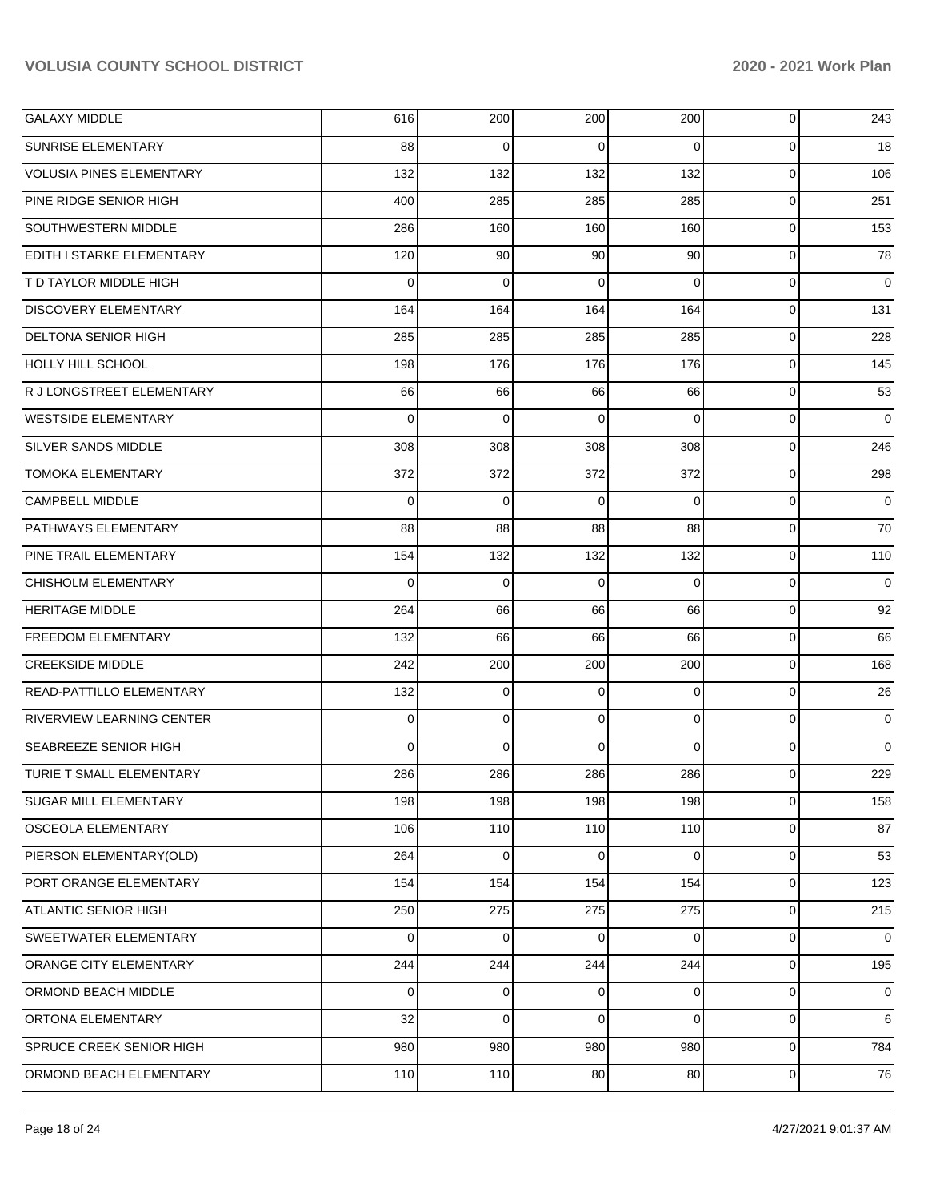| | | | | | | |
|---|---|---|---|---|---|---|
| GALAXY MIDDLE | 616 | 200 | 200 | 200 | 0 | 243 |
| SUNRISE ELEMENTARY | 88 | 0 | 0 | 0 | 0 | 18 |
| VOLUSIA PINES ELEMENTARY | 132 | 132 | 132 | 132 | 0 | 106 |
| PINE RIDGE SENIOR HIGH | 400 | 285 | 285 | 285 | 0 | 251 |
| SOUTHWESTERN MIDDLE | 286 | 160 | 160 | 160 | 0 | 153 |
| EDITH I STARKE ELEMENTARY | 120 | 90 | 90 | 90 | 0 | 78 |
| T D TAYLOR MIDDLE HIGH | 0 | 0 | 0 | 0 | 0 | 0 |
| DISCOVERY ELEMENTARY | 164 | 164 | 164 | 164 | 0 | 131 |
| DELTONA SENIOR HIGH | 285 | 285 | 285 | 285 | 0 | 228 |
| HOLLY HILL SCHOOL | 198 | 176 | 176 | 176 | 0 | 145 |
| R J LONGSTREET ELEMENTARY | 66 | 66 | 66 | 66 | 0 | 53 |
| WESTSIDE ELEMENTARY | 0 | 0 | 0 | 0 | 0 | 0 |
| SILVER SANDS MIDDLE | 308 | 308 | 308 | 308 | 0 | 246 |
| TOMOKA ELEMENTARY | 372 | 372 | 372 | 372 | 0 | 298 |
| CAMPBELL MIDDLE | 0 | 0 | 0 | 0 | 0 | 0 |
| PATHWAYS ELEMENTARY | 88 | 88 | 88 | 88 | 0 | 70 |
| PINE TRAIL ELEMENTARY | 154 | 132 | 132 | 132 | 0 | 110 |
| CHISHOLM ELEMENTARY | 0 | 0 | 0 | 0 | 0 | 0 |
| HERITAGE MIDDLE | 264 | 66 | 66 | 66 | 0 | 92 |
| FREEDOM ELEMENTARY | 132 | 66 | 66 | 66 | 0 | 66 |
| CREEKSIDE MIDDLE | 242 | 200 | 200 | 200 | 0 | 168 |
| READ-PATTILLO ELEMENTARY | 132 | 0 | 0 | 0 | 0 | 26 |
| RIVERVIEW LEARNING CENTER | 0 | 0 | 0 | 0 | 0 | 0 |
| SEABREEZE SENIOR HIGH | 0 | 0 | 0 | 0 | 0 | 0 |
| TURIE T SMALL ELEMENTARY | 286 | 286 | 286 | 286 | 0 | 229 |
| SUGAR MILL ELEMENTARY | 198 | 198 | 198 | 198 | 0 | 158 |
| OSCEOLA ELEMENTARY | 106 | 110 | 110 | 110 | 0 | 87 |
| PIERSON ELEMENTARY(OLD) | 264 | 0 | 0 | 0 | 0 | 53 |
| PORT ORANGE ELEMENTARY | 154 | 154 | 154 | 154 | 0 | 123 |
| ATLANTIC SENIOR HIGH | 250 | 275 | 275 | 275 | 0 | 215 |
| SWEETWATER ELEMENTARY | 0 | 0 | 0 | 0 | 0 | 0 |
| ORANGE CITY ELEMENTARY | 244 | 244 | 244 | 244 | 0 | 195 |
| ORMOND BEACH MIDDLE | 0 | 0 | 0 | 0 | 0 | 0 |
| ORTONA ELEMENTARY | 32 | 0 | 0 | 0 | 0 | 6 |
| SPRUCE CREEK SENIOR HIGH | 980 | 980 | 980 | 980 | 0 | 784 |
| ORMOND BEACH ELEMENTARY | 110 | 110 | 80 | 80 | 0 | 76 |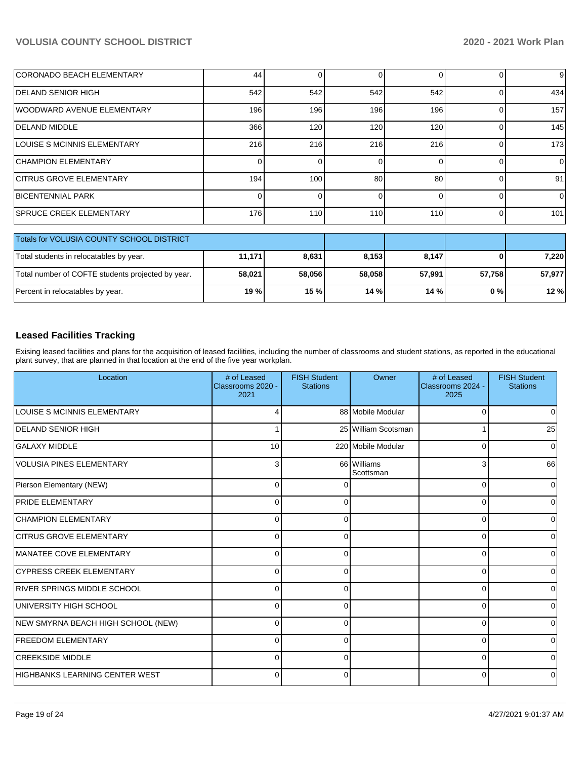| | | | | | | |
|---|---|---|---|---|---|---|
| CORONADO BEACH ELEMENTARY | 44 | 0 | 0 | 0 | 0 | 9 |
| DELAND SENIOR HIGH | 542 | 542 | 542 | 542 | 0 | 434 |
| WOODWARD AVENUE ELEMENTARY | 196 | 196 | 196 | 196 | 0 | 157 |
| DELAND MIDDLE | 366 | 120 | 120 | 120 | 0 | 145 |
| LOUISE S MCINNIS ELEMENTARY | 216 | 216 | 216 | 216 | 0 | 173 |
| CHAMPION ELEMENTARY | 0 | 0 | 0 | 0 | 0 | 0 |
| CITRUS GROVE ELEMENTARY | 194 | 100 | 80 | 80 | 0 | 91 |
| BICENTENNIAL PARK | 0 | 0 | 0 | 0 | 0 | 0 |
| SPRUCE CREEK ELEMENTARY | 176 | 110 | 110 | 110 | 0 | 101 |

| Totals for VOLUSIA COUNTY SCHOOL DISTRICT | | | | | | |
|---|---|---|---|---|---|---|
| Total students in relocatables by year. | **11,171** | **8,631** | **8,153** | **8,147** | **0** | **7,220** |
| Total number of COFTE students projected by year. | **58,021** | **58,056** | **58,058** | **57,991** | **57,758** | **57,977** |
| Percent in relocatables by year. | **19 %** | **15 %** | **14 %** | **14 %** | **0 %** | **12 %** |

## Leased Facilities Tracking

Exising leased facilities and plans for the acquisition of leased facilities, including the number of classrooms and student stations, as reported in the educational plant survey, that are planned in that location at the end of the five year workplan.

| Location | # of Leased Classrooms 2020 - 2021 | FISH Student Stations | Owner | # of Leased Classrooms 2024 - 2025 | FISH Student Stations |
|---|---|---|---|---|---|
| LOUISE S MCINNIS ELEMENTARY | 4 | 88 | Mobile Modular | 0 | 0 |
| DELAND SENIOR HIGH | 1 | 25 | William Scotsman | 1 | 25 |
| GALAXY MIDDLE | 10 | 220 | Mobile Modular | 0 | 0 |
| VOLUSIA PINES ELEMENTARY | 3 | 66 | Williams Scottsman | 3 | 66 |
| Pierson Elementary (NEW) | 0 | 0 | | 0 | 0 |
| PRIDE ELEMENTARY | 0 | 0 | | 0 | 0 |
| CHAMPION ELEMENTARY | 0 | 0 | | 0 | 0 |
| CITRUS GROVE ELEMENTARY | 0 | 0 | | 0 | 0 |
| MANATEE COVE ELEMENTARY | 0 | 0 | | 0 | 0 |
| CYPRESS CREEK ELEMENTARY | 0 | 0 | | 0 | 0 |
| RIVER SPRINGS MIDDLE SCHOOL | 0 | 0 | | 0 | 0 |
| UNIVERSITY HIGH SCHOOL | 0 | 0 | | 0 | 0 |
| NEW SMYRNA BEACH HIGH SCHOOL (NEW) | 0 | 0 | | 0 | 0 |
| FREEDOM ELEMENTARY | 0 | 0 | | 0 | 0 |
| CREEKSIDE MIDDLE | 0 | 0 | | 0 | 0 |
| HIGHBANKS LEARNING CENTER WEST | 0 | 0 | | 0 | 0 |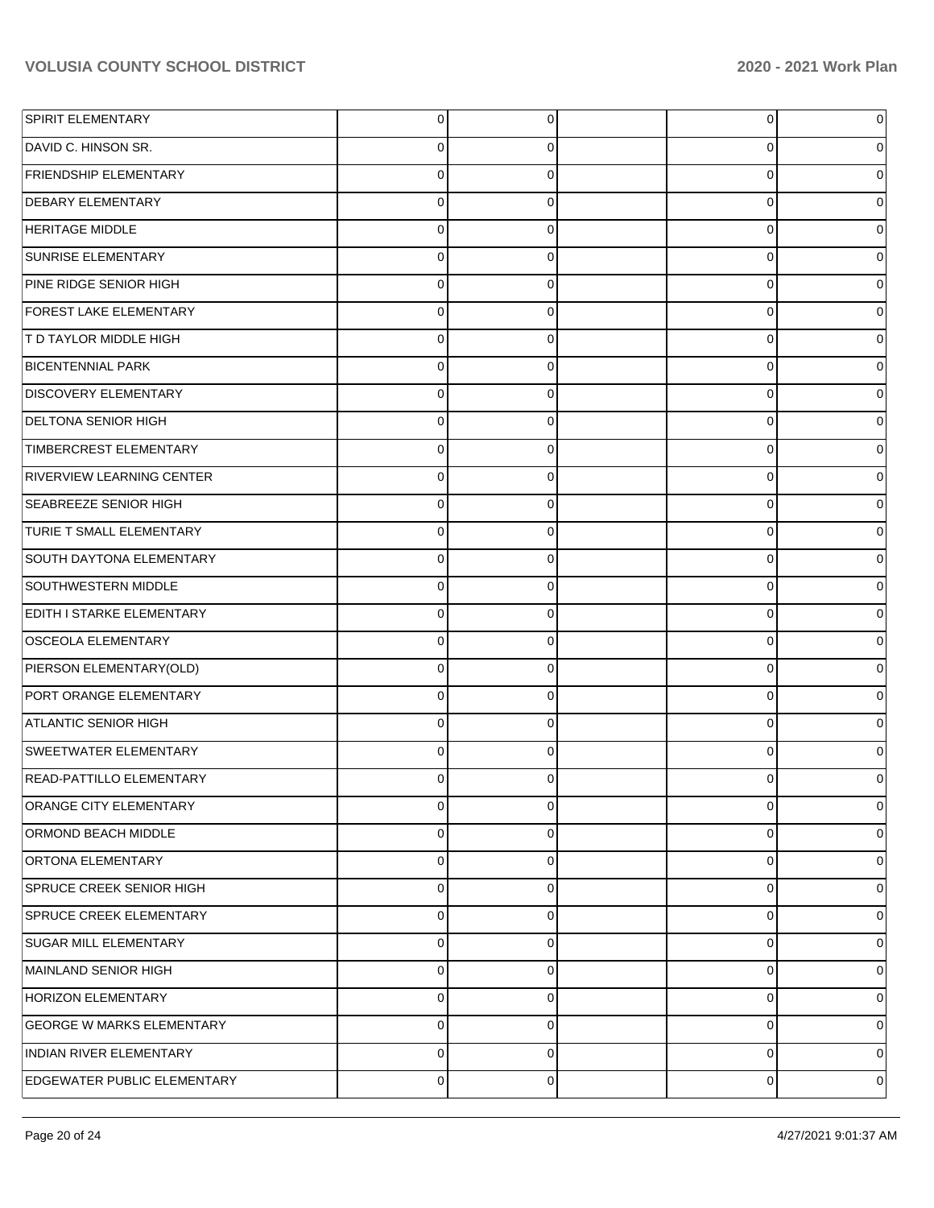| | | | | | |
|---|---|---|---|---|---|
| SPIRIT ELEMENTARY | 0 | 0 | | 0 | 0 |
| DAVID C. HINSON SR. | 0 | 0 | | 0 | 0 |
| FRIENDSHIP ELEMENTARY | 0 | 0 | | 0 | 0 |
| DEBARY ELEMENTARY | 0 | 0 | | 0 | 0 |
| HERITAGE MIDDLE | 0 | 0 | | 0 | 0 |
| SUNRISE ELEMENTARY | 0 | 0 | | 0 | 0 |
| PINE RIDGE SENIOR HIGH | 0 | 0 | | 0 | 0 |
| FOREST LAKE ELEMENTARY | 0 | 0 | | 0 | 0 |
| T D TAYLOR MIDDLE HIGH | 0 | 0 | | 0 | 0 |
| BICENTENNIAL PARK | 0 | 0 | | 0 | 0 |
| DISCOVERY ELEMENTARY | 0 | 0 | | 0 | 0 |
| DELTONA SENIOR HIGH | 0 | 0 | | 0 | 0 |
| TIMBERCREST ELEMENTARY | 0 | 0 | | 0 | 0 |
| RIVERVIEW LEARNING CENTER | 0 | 0 | | 0 | 0 |
| SEABREEZE SENIOR HIGH | 0 | 0 | | 0 | 0 |
| TURIE T SMALL ELEMENTARY | 0 | 0 | | 0 | 0 |
| SOUTH DAYTONA ELEMENTARY | 0 | 0 | | 0 | 0 |
| SOUTHWESTERN MIDDLE | 0 | 0 | | 0 | 0 |
| EDITH I STARKE ELEMENTARY | 0 | 0 | | 0 | 0 |
| OSCEOLA ELEMENTARY | 0 | 0 | | 0 | 0 |
| PIERSON ELEMENTARY(OLD) | 0 | 0 | | 0 | 0 |
| PORT ORANGE ELEMENTARY | 0 | 0 | | 0 | 0 |
| ATLANTIC SENIOR HIGH | 0 | 0 | | 0 | 0 |
| SWEETWATER ELEMENTARY | 0 | 0 | | 0 | 0 |
| READ-PATTILLO ELEMENTARY | 0 | 0 | | 0 | 0 |
| ORANGE CITY ELEMENTARY | 0 | 0 | | 0 | 0 |
| ORMOND BEACH MIDDLE | 0 | 0 | | 0 | 0 |
| ORTONA ELEMENTARY | 0 | 0 | | 0 | 0 |
| SPRUCE CREEK SENIOR HIGH | 0 | 0 | | 0 | 0 |
| SPRUCE CREEK ELEMENTARY | 0 | 0 | | 0 | 0 |
| SUGAR MILL ELEMENTARY | 0 | 0 | | 0 | 0 |
| MAINLAND SENIOR HIGH | 0 | 0 | | 0 | 0 |
| HORIZON ELEMENTARY | 0 | 0 | | 0 | 0 |
| GEORGE W MARKS ELEMENTARY | 0 | 0 | | 0 | 0 |
| INDIAN RIVER ELEMENTARY | 0 | 0 | | 0 | 0 |
| EDGEWATER PUBLIC ELEMENTARY | 0 | 0 | | 0 | 0 |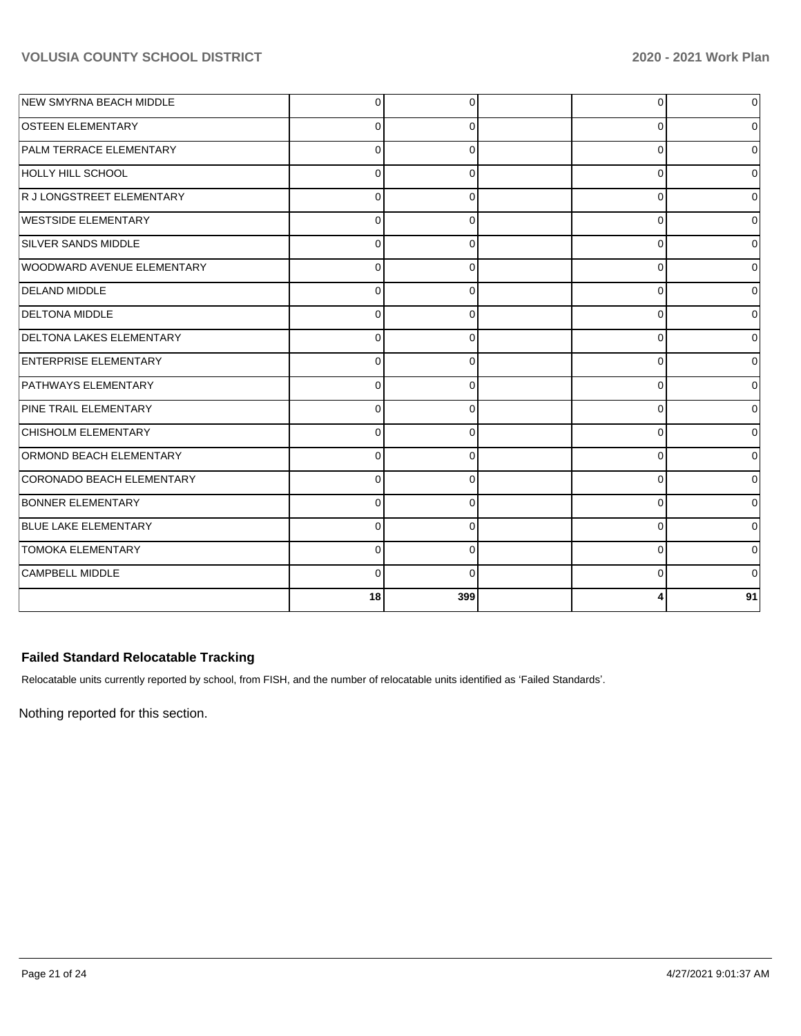| | | | | | |
|---|---|---|---|---|---|
| NEW SMYRNA BEACH MIDDLE | 0 | 0 | | 0 | 0 |
| OSTEEN ELEMENTARY | 0 | 0 | | 0 | 0 |
| PALM TERRACE ELEMENTARY | 0 | 0 | | 0 | 0 |
| HOLLY HILL SCHOOL | 0 | 0 | | 0 | 0 |
| R J LONGSTREET ELEMENTARY | 0 | 0 | | 0 | 0 |
| WESTSIDE ELEMENTARY | 0 | 0 | | 0 | 0 |
| SILVER SANDS MIDDLE | 0 | 0 | | 0 | 0 |
| WOODWARD AVENUE ELEMENTARY | 0 | 0 | | 0 | 0 |
| DELAND MIDDLE | 0 | 0 | | 0 | 0 |
| DELTONA MIDDLE | 0 | 0 | | 0 | 0 |
| DELTONA LAKES ELEMENTARY | 0 | 0 | | 0 | 0 |
| ENTERPRISE ELEMENTARY | 0 | 0 | | 0 | 0 |
| PATHWAYS ELEMENTARY | 0 | 0 | | 0 | 0 |
| PINE TRAIL ELEMENTARY | 0 | 0 | | 0 | 0 |
| CHISHOLM ELEMENTARY | 0 | 0 | | 0 | 0 |
| ORMOND BEACH ELEMENTARY | 0 | 0 | | 0 | 0 |
| CORONADO BEACH ELEMENTARY | 0 | 0 | | 0 | 0 |
| BONNER ELEMENTARY | 0 | 0 | | 0 | 0 |
| BLUE LAKE ELEMENTARY | 0 | 0 | | 0 | 0 |
| TOMOKA ELEMENTARY | 0 | 0 | | 0 | 0 |
| CAMPBELL MIDDLE | 0 | 0 | | 0 | 0 |
| | **18** | **399** | | **4** | **91** |

### Failed Standard Relocatable Tracking

Relocatable units currently reported by school, from FISH, and the number of relocatable units identified as 'Failed Standards'.

Nothing reported for this section.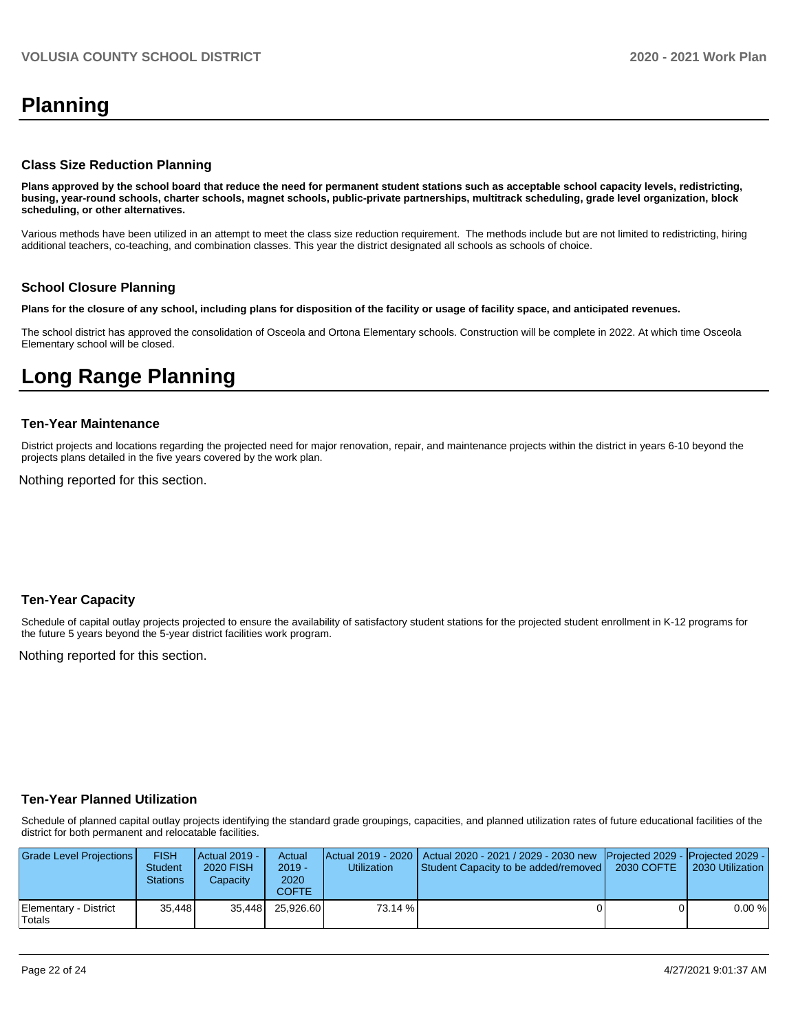# Planning

### Class Size Reduction Planning

**Plans approved by the school board that reduce the need for permanent student stations such as acceptable school capacity levels, redistricting, busing, year-round schools, charter schools, magnet schools, public-private partnerships, multitrack scheduling, grade level organization, block scheduling, or other alternatives.**

Various methods have been utilized in an attempt to meet the class size reduction requirement. The methods include but are not limited to redistricting, hiring additional teachers, co-teaching, and combination classes. This year the district designated all schools as schools of choice.

### School Closure Planning

**Plans for the closure of any school, including plans for disposition of the facility or usage of facility space, and anticipated revenues.**

The school district has approved the consolidation of Osceola and Ortona Elementary schools. Construction will be complete in 2022. At which time Osceola Elementary school will be closed.

# Long Range Planning

### Ten-Year Maintenance

District projects and locations regarding the projected need for major renovation, repair, and maintenance projects within the district in years 6-10 beyond the projects plans detailed in the five years covered by the work plan.

Nothing reported for this section.

### Ten-Year Capacity

Schedule of capital outlay projects projected to ensure the availability of satisfactory student stations for the projected student enrollment in K-12 programs for the future 5 years beyond the 5-year district facilities work program.

Nothing reported for this section.

### Ten-Year Planned Utilization

Schedule of planned capital outlay projects identifying the standard grade groupings, capacities, and planned utilization rates of future educational facilities of the district for both permanent and relocatable facilities.

| Grade Level Projections | FISH Student Stations | Actual 2019 - 2020 FISH Capacity | Actual 2019 - 2020 COFTE | Actual 2019 - 2020 Utilization | Actual 2020 - 2021 / 2029 - 2030 new Student Capacity to be added/removed | Projected 2029 - 2030 COFTE | Projected 2029 - 2030 Utilization |
|---|---|---|---|---|---|---|---|
| Elementary - District Totals | 35,448 | 35,448 | 25,926.60 | 73.14 % | 0 | 0 | 0.00 % |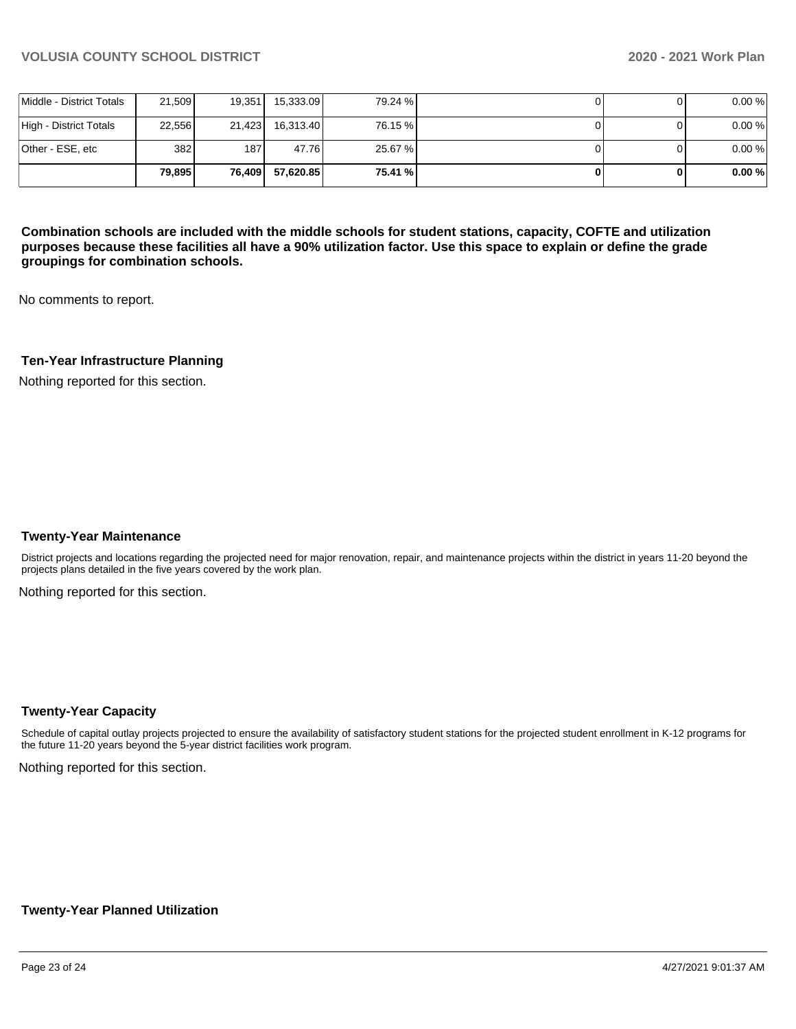| | | | | | | | |
|---|---|---|---|---|---|---|---|
| Middle - District Totals | 21,509 | 19,351 | 15,333.09 | 79.24 % | 0 | 0 | 0.00 % |
| High - District Totals | 22,556 | 21,423 | 16,313.40 | 76.15 % | 0 | 0 | 0.00 % |
| Other - ESE, etc | 382 | 187 | 47.76 | 25.67 % | 0 | 0 | 0.00 % |
| | **79,895** | **76,409** | **57,620.85** | **75.41 %** | **0** | **0** | **0.00 %** |

**Combination schools are included with the middle schools for student stations, capacity, COFTE and utilization purposes because these facilities all have a 90% utilization factor. Use this space to explain or define the grade groupings for combination schools.**

No comments to report.

### Ten-Year Infrastructure Planning

Nothing reported for this section.

### Twenty-Year Maintenance

District projects and locations regarding the projected need for major renovation, repair, and maintenance projects within the district in years 11-20 beyond the projects plans detailed in the five years covered by the work plan.

Nothing reported for this section.

### Twenty-Year Capacity

Schedule of capital outlay projects projected to ensure the availability of satisfactory student stations for the projected student enrollment in K-12 programs for the future 11-20 years beyond the 5-year district facilities work program.

Nothing reported for this section.

### Twenty-Year Planned Utilization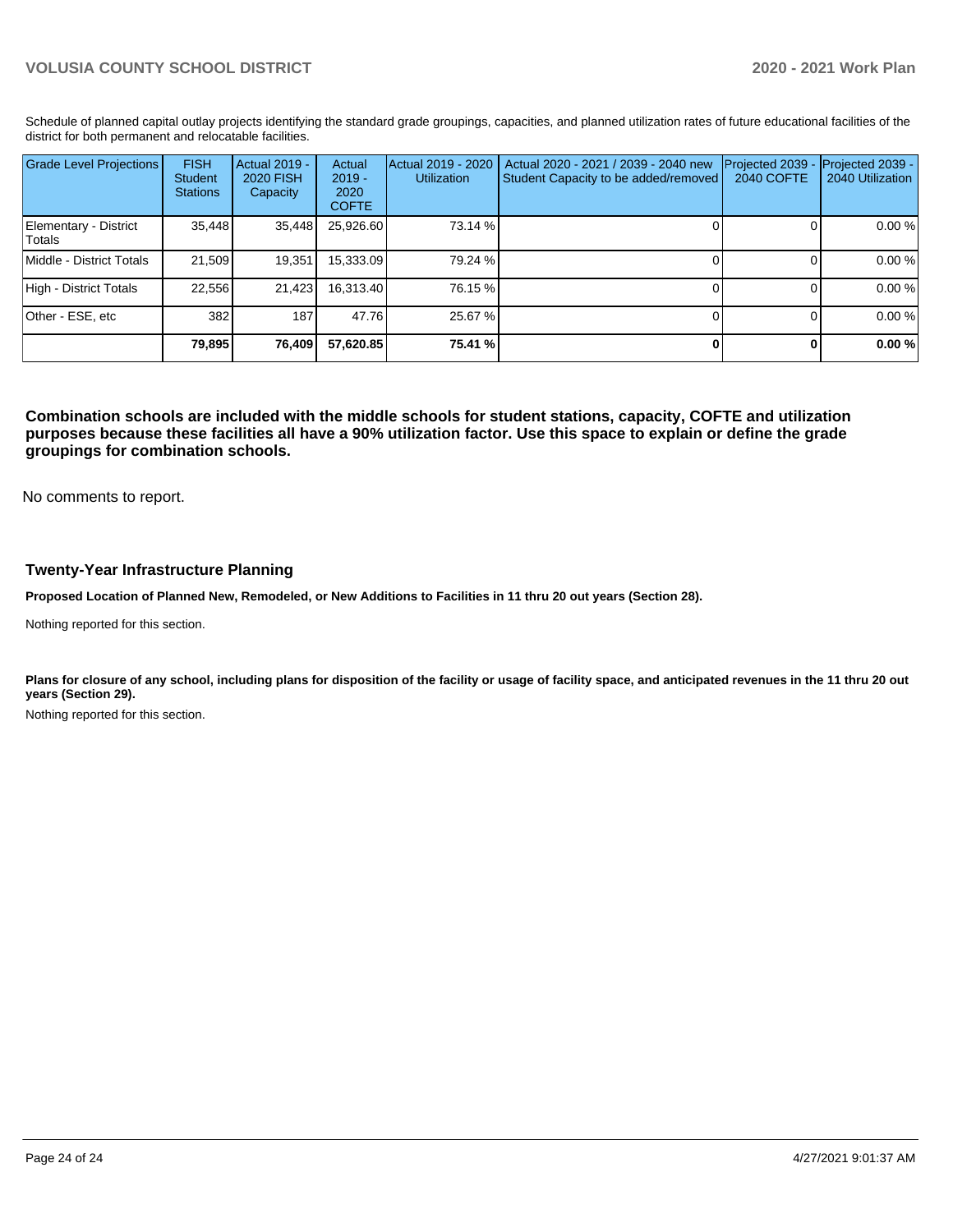Schedule of planned capital outlay projects identifying the standard grade groupings, capacities, and planned utilization rates of future educational facilities of the district for both permanent and relocatable facilities.

| Grade Level Projections | FISH Student Stations | Actual 2019 - 2020 FISH Capacity | Actual 2019 - 2020 COFTE | Actual 2019 - 2020 Utilization | Actual 2020 - 2021 / 2039 - 2040 new Student Capacity to be added/removed | Projected 2039 - 2040 COFTE | Projected 2039 - 2040 Utilization |
|---|---|---|---|---|---|---|---|
| Elementary - District Totals | 35,448 | 35,448 | 25,926.60 | 73.14 % | 0 | 0 | 0.00 % |
| Middle - District Totals | 21,509 | 19,351 | 15,333.09 | 79.24 % | 0 | 0 | 0.00 % |
| High - District Totals | 22,556 | 21,423 | 16,313.40 | 76.15 % | 0 | 0 | 0.00 % |
| Other - ESE, etc | 382 | 187 | 47.76 | 25.67 % | 0 | 0 | 0.00 % |
| | **79,895** | **76,409** | **57,620.85** | **75.41 %** | **0** | **0** | **0.00 %** |

**Combination schools are included with the middle schools for student stations, capacity, COFTE and utilization purposes because these facilities all have a 90% utilization factor. Use this space to explain or define the grade groupings for combination schools.**

No comments to report.

## Twenty-Year Infrastructure Planning

**Proposed Location of Planned New, Remodeled, or New Additions to Facilities in 11 thru 20 out years (Section 28).**

Nothing reported for this section.

**Plans for closure of any school, including plans for disposition of the facility or usage of facility space, and anticipated revenues in the 11 thru 20 out years (Section 29).**

Nothing reported for this section.